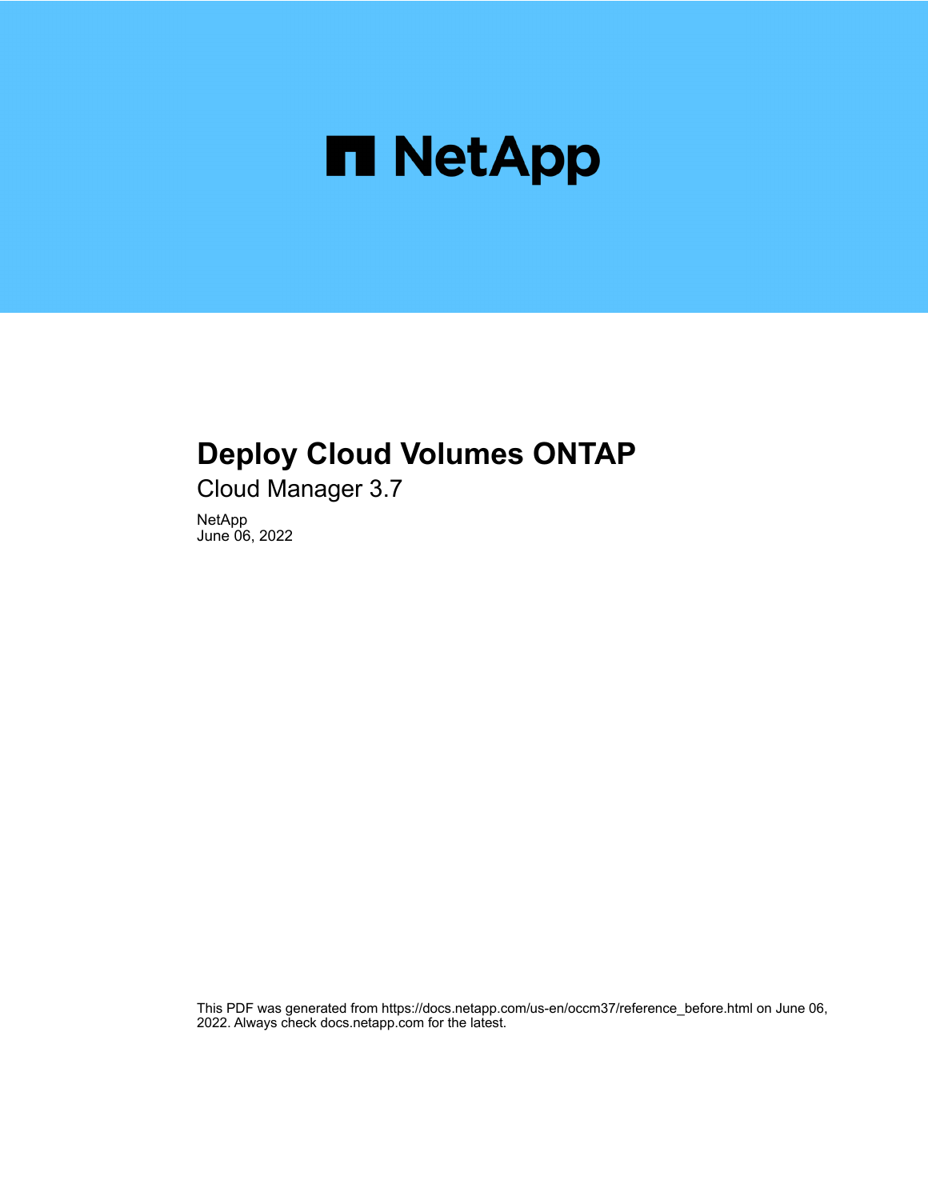# Deploy Cloud Volumes ONTAP

Cloud Manager 3.7

NetApp
June 06, 2022

This PDF was generated from https://docs.netapp.com/us-en/occm37/reference_before.html on June 06, 2022. Always check docs.netapp.com for the latest.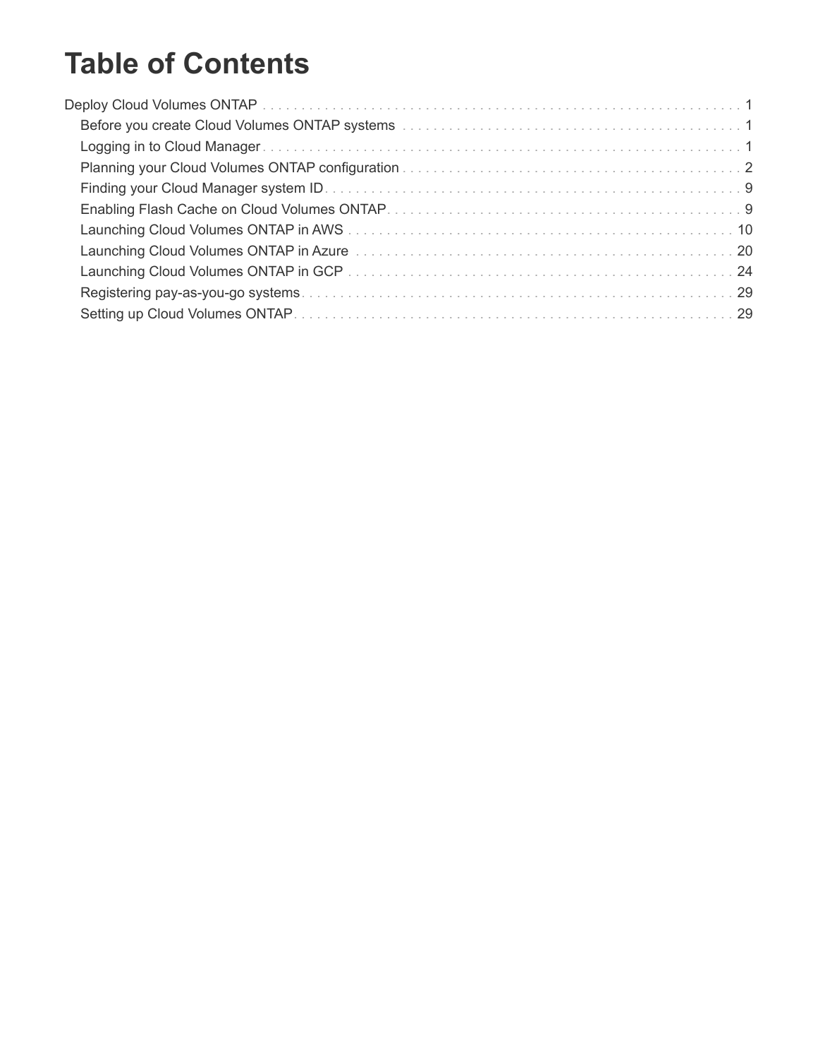# Table of Contents

- Deploy Cloud Volumes ONTAP . . . . . . . . . . 1
  - Before you create Cloud Volumes ONTAP systems . . . . . . . . . . 1
  - Logging in to Cloud Manager . . . . . . . . . . 1
  - Planning your Cloud Volumes ONTAP configuration . . . . . . . . . . 2
  - Finding your Cloud Manager system ID . . . . . . . . . . 9
  - Enabling Flash Cache on Cloud Volumes ONTAP . . . . . . . . . . 9
  - Launching Cloud Volumes ONTAP in AWS . . . . . . . . . . 10
  - Launching Cloud Volumes ONTAP in Azure . . . . . . . . . . 20
  - Launching Cloud Volumes ONTAP in GCP . . . . . . . . . . 24
  - Registering pay-as-you-go systems . . . . . . . . . . 29
  - Setting up Cloud Volumes ONTAP . . . . . . . . . . 29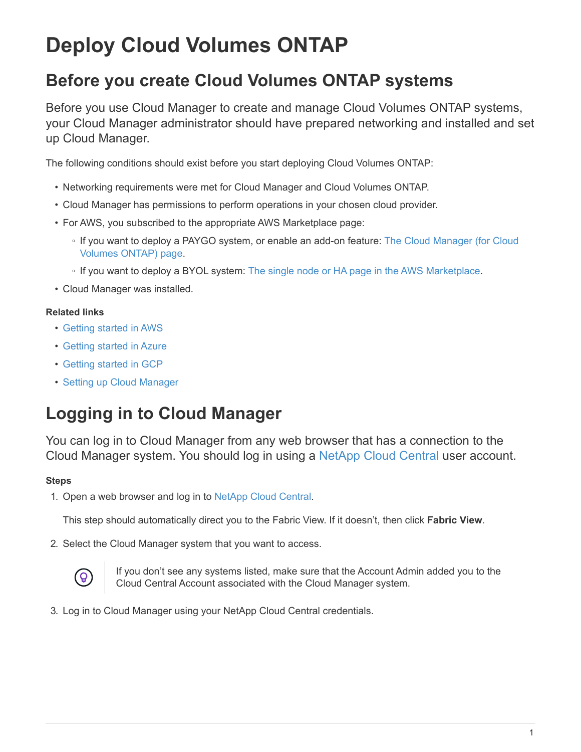# Deploy Cloud Volumes ONTAP

## Before you create Cloud Volumes ONTAP systems

Before you use Cloud Manager to create and manage Cloud Volumes ONTAP systems, your Cloud Manager administrator should have prepared networking and installed and set up Cloud Manager.

The following conditions should exist before you start deploying Cloud Volumes ONTAP:

- Networking requirements were met for Cloud Manager and Cloud Volumes ONTAP.
- Cloud Manager has permissions to perform operations in your chosen cloud provider.
- For AWS, you subscribed to the appropriate AWS Marketplace page:
  - If you want to deploy a PAYGO system, or enable an add-on feature: The Cloud Manager (for Cloud Volumes ONTAP) page.
  - If you want to deploy a BYOL system: The single node or HA page in the AWS Marketplace.
- Cloud Manager was installed.

**Related links**

- Getting started in AWS
- Getting started in Azure
- Getting started in GCP
- Setting up Cloud Manager

## Logging in to Cloud Manager

You can log in to Cloud Manager from any web browser that has a connection to the Cloud Manager system. You should log in using a NetApp Cloud Central user account.

**Steps**

1. Open a web browser and log in to NetApp Cloud Central.

   This step should automatically direct you to the Fabric View. If it doesn't, then click **Fabric View**.

2. Select the Cloud Manager system that you want to access.

   If you don't see any systems listed, make sure that the Account Admin added you to the Cloud Central Account associated with the Cloud Manager system.

3. Log in to Cloud Manager using your NetApp Cloud Central credentials.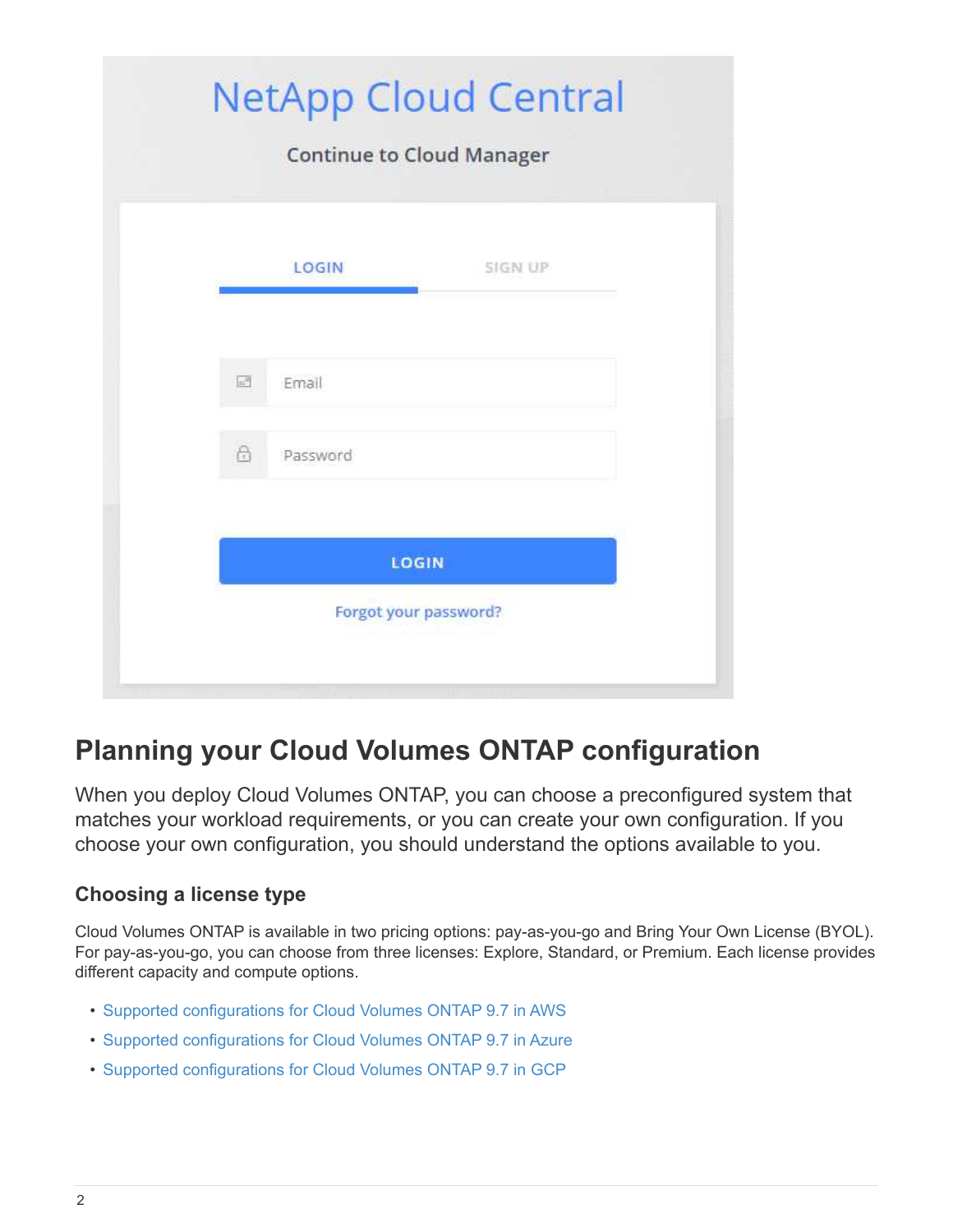## Planning your Cloud Volumes ONTAP configuration

When you deploy Cloud Volumes ONTAP, you can choose a preconfigured system that matches your workload requirements, or you can create your own configuration. If you choose your own configuration, you should understand the options available to you.

### Choosing a license type

Cloud Volumes ONTAP is available in two pricing options: pay-as-you-go and Bring Your Own License (BYOL). For pay-as-you-go, you can choose from three licenses: Explore, Standard, or Premium. Each license provides different capacity and compute options.

- Supported configurations for Cloud Volumes ONTAP 9.7 in AWS
- Supported configurations for Cloud Volumes ONTAP 9.7 in Azure
- Supported configurations for Cloud Volumes ONTAP 9.7 in GCP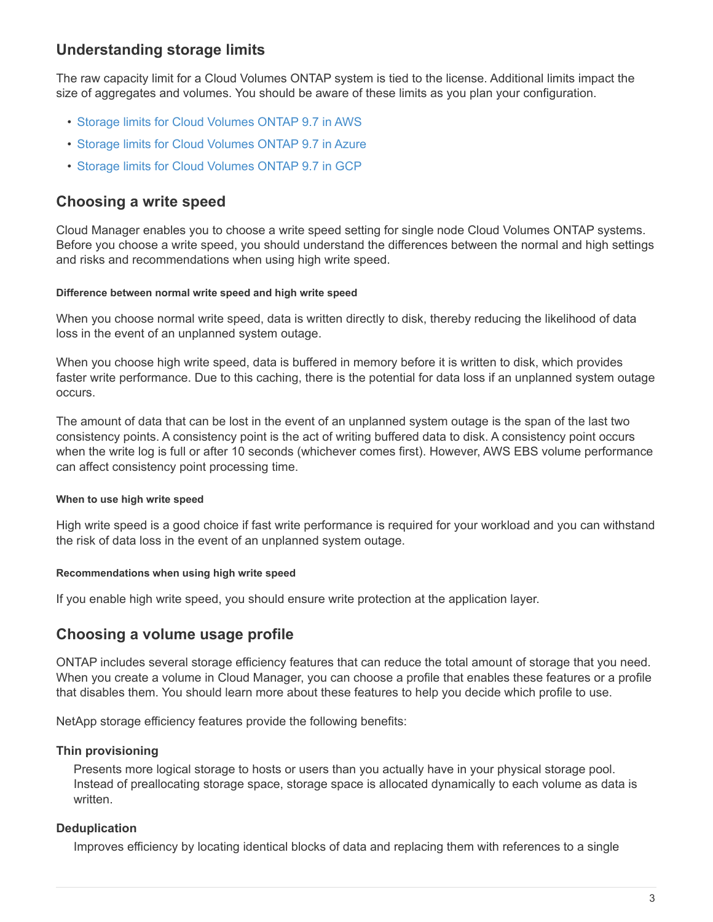## Understanding storage limits

The raw capacity limit for a Cloud Volumes ONTAP system is tied to the license. Additional limits impact the size of aggregates and volumes. You should be aware of these limits as you plan your configuration.

- Storage limits for Cloud Volumes ONTAP 9.7 in AWS
- Storage limits for Cloud Volumes ONTAP 9.7 in Azure
- Storage limits for Cloud Volumes ONTAP 9.7 in GCP

## Choosing a write speed

Cloud Manager enables you to choose a write speed setting for single node Cloud Volumes ONTAP systems. Before you choose a write speed, you should understand the differences between the normal and high settings and risks and recommendations when using high write speed.

#### Difference between normal write speed and high write speed

When you choose normal write speed, data is written directly to disk, thereby reducing the likelihood of data loss in the event of an unplanned system outage.

When you choose high write speed, data is buffered in memory before it is written to disk, which provides faster write performance. Due to this caching, there is the potential for data loss if an unplanned system outage occurs.

The amount of data that can be lost in the event of an unplanned system outage is the span of the last two consistency points. A consistency point is the act of writing buffered data to disk. A consistency point occurs when the write log is full or after 10 seconds (whichever comes first). However, AWS EBS volume performance can affect consistency point processing time.

#### When to use high write speed

High write speed is a good choice if fast write performance is required for your workload and you can withstand the risk of data loss in the event of an unplanned system outage.

#### Recommendations when using high write speed

If you enable high write speed, you should ensure write protection at the application layer.

## Choosing a volume usage profile

ONTAP includes several storage efficiency features that can reduce the total amount of storage that you need. When you create a volume in Cloud Manager, you can choose a profile that enables these features or a profile that disables them. You should learn more about these features to help you decide which profile to use.

NetApp storage efficiency features provide the following benefits:

**Thin provisioning**

Presents more logical storage to hosts or users than you actually have in your physical storage pool. Instead of preallocating storage space, storage space is allocated dynamically to each volume as data is written.

**Deduplication**

Improves efficiency by locating identical blocks of data and replacing them with references to a single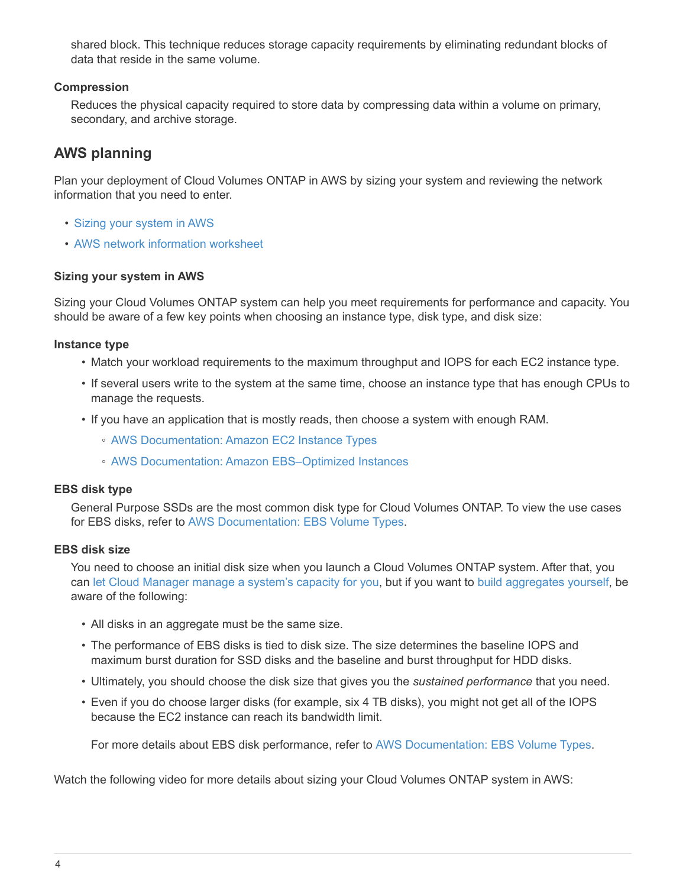shared block. This technique reduces storage capacity requirements by eliminating redundant blocks of data that reside in the same volume.

**Compression**

Reduces the physical capacity required to store data by compressing data within a volume on primary, secondary, and archive storage.

## AWS planning

Plan your deployment of Cloud Volumes ONTAP in AWS by sizing your system and reviewing the network information that you need to enter.

- Sizing your system in AWS
- AWS network information worksheet

### Sizing your system in AWS

Sizing your Cloud Volumes ONTAP system can help you meet requirements for performance and capacity. You should be aware of a few key points when choosing an instance type, disk type, and disk size:

**Instance type**

- Match your workload requirements to the maximum throughput and IOPS for each EC2 instance type.
- If several users write to the system at the same time, choose an instance type that has enough CPUs to manage the requests.
- If you have an application that is mostly reads, then choose a system with enough RAM.
  - AWS Documentation: Amazon EC2 Instance Types
  - AWS Documentation: Amazon EBS–Optimized Instances

**EBS disk type**

General Purpose SSDs are the most common disk type for Cloud Volumes ONTAP. To view the use cases for EBS disks, refer to AWS Documentation: EBS Volume Types.

**EBS disk size**

You need to choose an initial disk size when you launch a Cloud Volumes ONTAP system. After that, you can let Cloud Manager manage a system's capacity for you, but if you want to build aggregates yourself, be aware of the following:

- All disks in an aggregate must be the same size.
- The performance of EBS disks is tied to disk size. The size determines the baseline IOPS and maximum burst duration for SSD disks and the baseline and burst throughput for HDD disks.
- Ultimately, you should choose the disk size that gives you the *sustained performance* that you need.
- Even if you do choose larger disks (for example, six 4 TB disks), you might not get all of the IOPS because the EC2 instance can reach its bandwidth limit.

  For more details about EBS disk performance, refer to AWS Documentation: EBS Volume Types.

Watch the following video for more details about sizing your Cloud Volumes ONTAP system in AWS: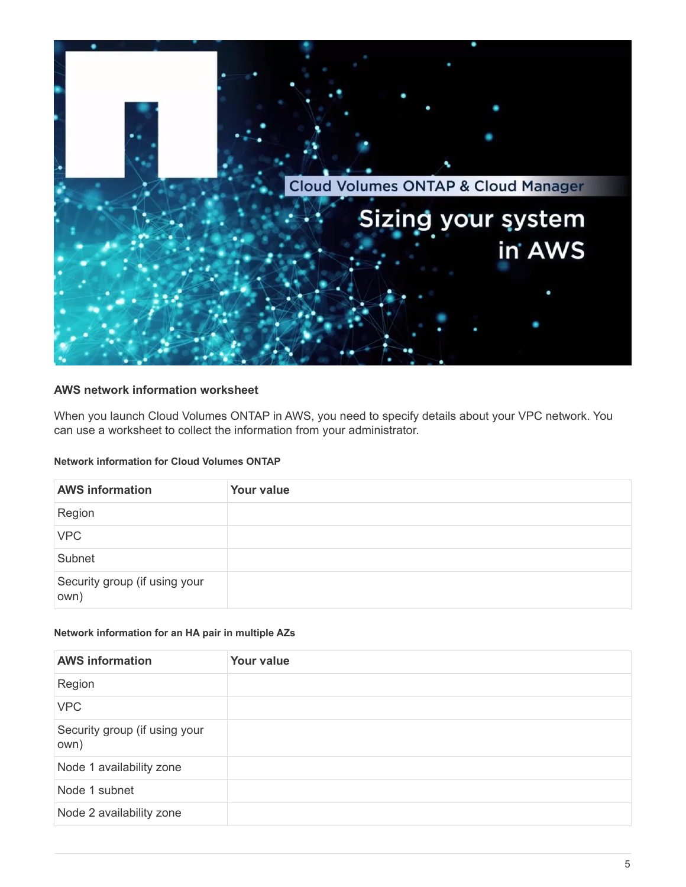**AWS network information worksheet**

When you launch Cloud Volumes ONTAP in AWS, you need to specify details about your VPC network. You can use a worksheet to collect the information from your administrator.

**Network information for Cloud Volumes ONTAP**

| AWS information | Your value |
| --- | --- |
| Region | |
| VPC | |
| Subnet | |
| Security group (if using your own) | |

**Network information for an HA pair in multiple AZs**

| AWS information | Your value |
| --- | --- |
| Region | |
| VPC | |
| Security group (if using your own) | |
| Node 1 availability zone | |
| Node 1 subnet | |
| Node 2 availability zone | |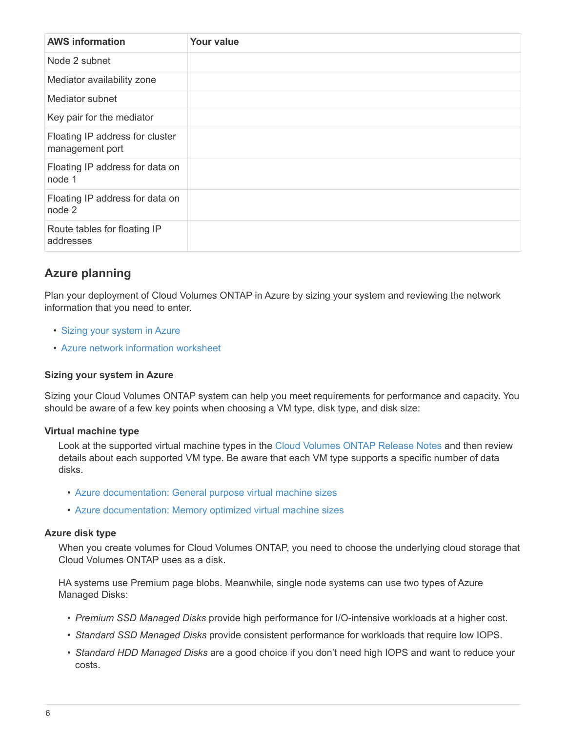| AWS information | Your value |
| --- | --- |
| Node 2 subnet | |
| Mediator availability zone | |
| Mediator subnet | |
| Key pair for the mediator | |
| Floating IP address for cluster management port | |
| Floating IP address for data on node 1 | |
| Floating IP address for data on node 2 | |
| Route tables for floating IP addresses | |

## Azure planning

Plan your deployment of Cloud Volumes ONTAP in Azure by sizing your system and reviewing the network information that you need to enter.

- Sizing your system in Azure
- Azure network information worksheet

### Sizing your system in Azure

Sizing your Cloud Volumes ONTAP system can help you meet requirements for performance and capacity. You should be aware of a few key points when choosing a VM type, disk type, and disk size:

#### Virtual machine type

Look at the supported virtual machine types in the Cloud Volumes ONTAP Release Notes and then review details about each supported VM type. Be aware that each VM type supports a specific number of data disks.

- Azure documentation: General purpose virtual machine sizes
- Azure documentation: Memory optimized virtual machine sizes

#### Azure disk type

When you create volumes for Cloud Volumes ONTAP, you need to choose the underlying cloud storage that Cloud Volumes ONTAP uses as a disk.

HA systems use Premium page blobs. Meanwhile, single node systems can use two types of Azure Managed Disks:

- *Premium SSD Managed Disks* provide high performance for I/O-intensive workloads at a higher cost.
- *Standard SSD Managed Disks* provide consistent performance for workloads that require low IOPS.
- *Standard HDD Managed Disks* are a good choice if you don't need high IOPS and want to reduce your costs.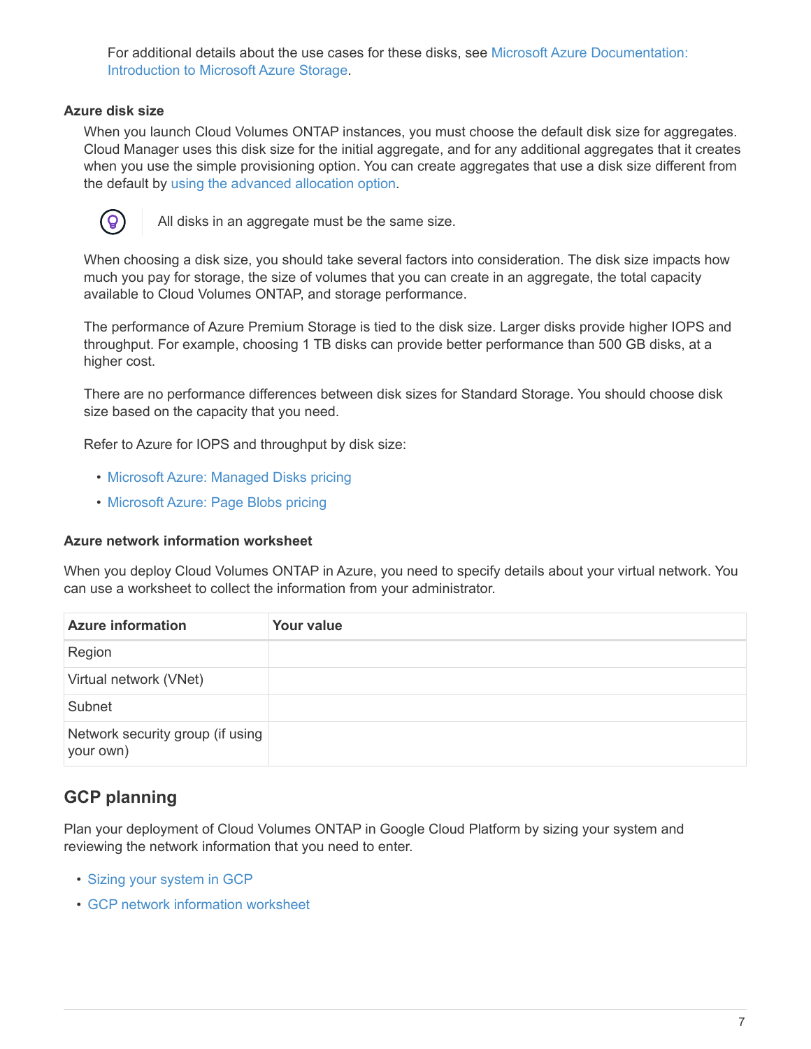For additional details about the use cases for these disks, see Microsoft Azure Documentation: Introduction to Microsoft Azure Storage.

### Azure disk size

When you launch Cloud Volumes ONTAP instances, you must choose the default disk size for aggregates. Cloud Manager uses this disk size for the initial aggregate, and for any additional aggregates that it creates when you use the simple provisioning option. You can create aggregates that use a disk size different from the default by using the advanced allocation option.

> All disks in an aggregate must be the same size.

When choosing a disk size, you should take several factors into consideration. The disk size impacts how much you pay for storage, the size of volumes that you can create in an aggregate, the total capacity available to Cloud Volumes ONTAP, and storage performance.

The performance of Azure Premium Storage is tied to the disk size. Larger disks provide higher IOPS and throughput. For example, choosing 1 TB disks can provide better performance than 500 GB disks, at a higher cost.

There are no performance differences between disk sizes for Standard Storage. You should choose disk size based on the capacity that you need.

Refer to Azure for IOPS and throughput by disk size:

- Microsoft Azure: Managed Disks pricing
- Microsoft Azure: Page Blobs pricing

### Azure network information worksheet

When you deploy Cloud Volumes ONTAP in Azure, you need to specify details about your virtual network. You can use a worksheet to collect the information from your administrator.

| Azure information | Your value |
|---|---|
| Region | |
| Virtual network (VNet) | |
| Subnet | |
| Network security group (if using your own) | |

## GCP planning

Plan your deployment of Cloud Volumes ONTAP in Google Cloud Platform by sizing your system and reviewing the network information that you need to enter.

- Sizing your system in GCP
- GCP network information worksheet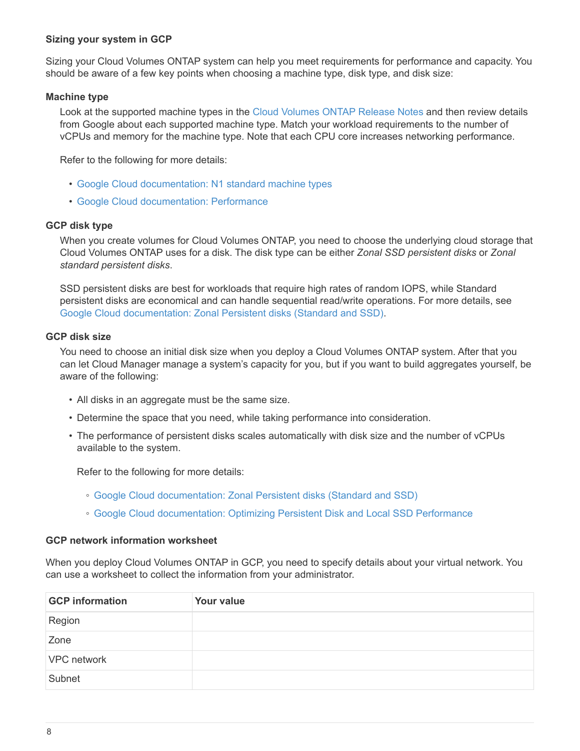### Sizing your system in GCP

Sizing your Cloud Volumes ONTAP system can help you meet requirements for performance and capacity. You should be aware of a few key points when choosing a machine type, disk type, and disk size:

#### Machine type

Look at the supported machine types in the Cloud Volumes ONTAP Release Notes and then review details from Google about each supported machine type. Match your workload requirements to the number of vCPUs and memory for the machine type. Note that each CPU core increases networking performance.

Refer to the following for more details:

- Google Cloud documentation: N1 standard machine types
- Google Cloud documentation: Performance

#### GCP disk type

When you create volumes for Cloud Volumes ONTAP, you need to choose the underlying cloud storage that Cloud Volumes ONTAP uses for a disk. The disk type can be either *Zonal SSD persistent disks* or *Zonal standard persistent disks*.

SSD persistent disks are best for workloads that require high rates of random IOPS, while Standard persistent disks are economical and can handle sequential read/write operations. For more details, see Google Cloud documentation: Zonal Persistent disks (Standard and SSD).

#### GCP disk size

You need to choose an initial disk size when you deploy a Cloud Volumes ONTAP system. After that you can let Cloud Manager manage a system's capacity for you, but if you want to build aggregates yourself, be aware of the following:

- All disks in an aggregate must be the same size.
- Determine the space that you need, while taking performance into consideration.
- The performance of persistent disks scales automatically with disk size and the number of vCPUs available to the system.

  Refer to the following for more details:

  - Google Cloud documentation: Zonal Persistent disks (Standard and SSD)
  - Google Cloud documentation: Optimizing Persistent Disk and Local SSD Performance

### GCP network information worksheet

When you deploy Cloud Volumes ONTAP in GCP, you need to specify details about your virtual network. You can use a worksheet to collect the information from your administrator.

| GCP information | Your value |
| --- | --- |
| Region | |
| Zone | |
| VPC network | |
| Subnet | |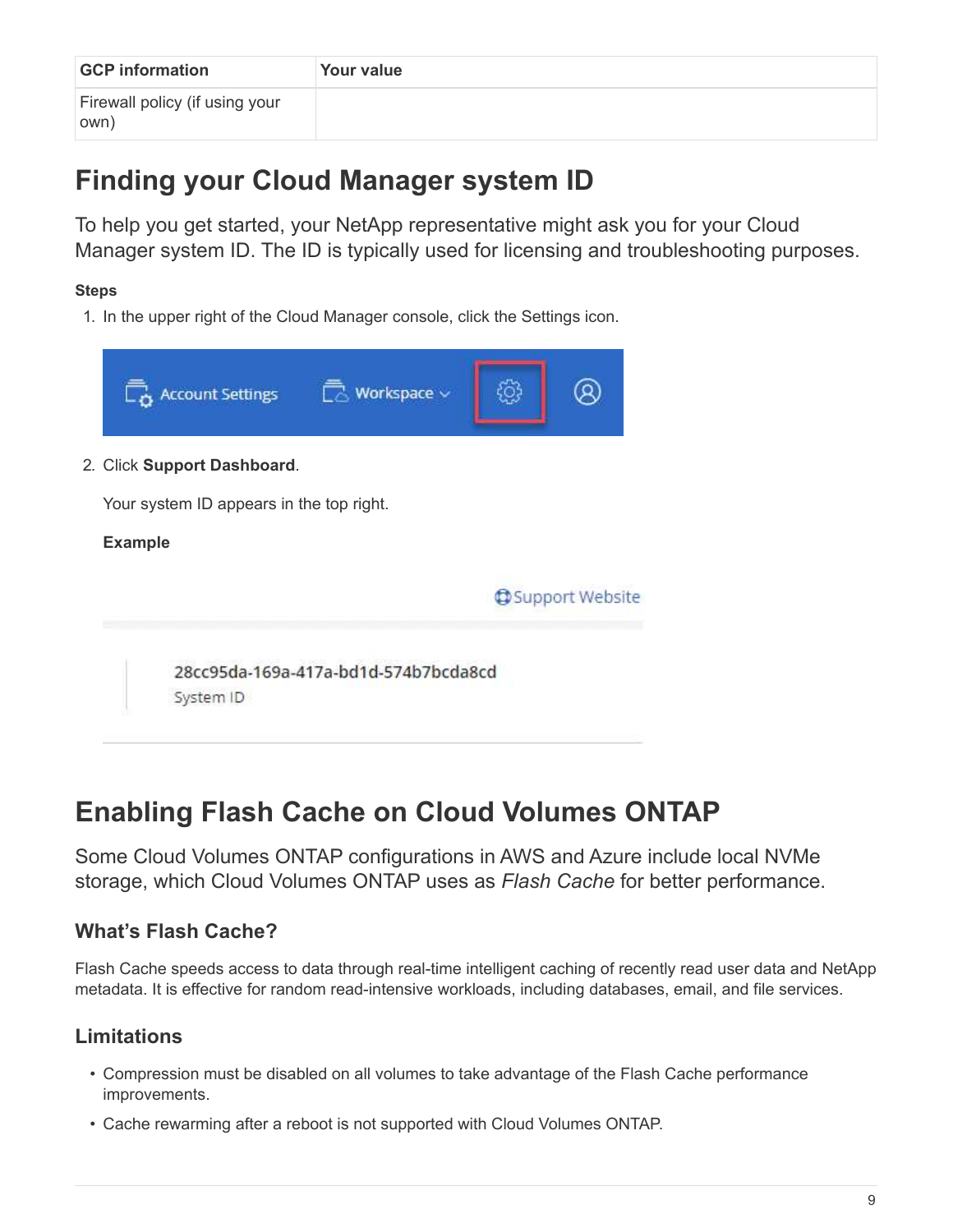| GCP information | Your value |
| --- | --- |
| Firewall policy (if using your own) | |

## Finding your Cloud Manager system ID

To help you get started, your NetApp representative might ask you for your Cloud Manager system ID. The ID is typically used for licensing and troubleshooting purposes.

**Steps**

1. In the upper right of the Cloud Manager console, click the Settings icon.

2. Click **Support Dashboard**.

   Your system ID appears in the top right.

   **Example**

## Enabling Flash Cache on Cloud Volumes ONTAP

Some Cloud Volumes ONTAP configurations in AWS and Azure include local NVMe storage, which Cloud Volumes ONTAP uses as *Flash Cache* for better performance.

### What's Flash Cache?

Flash Cache speeds access to data through real-time intelligent caching of recently read user data and NetApp metadata. It is effective for random read-intensive workloads, including databases, email, and file services.

### Limitations

- Compression must be disabled on all volumes to take advantage of the Flash Cache performance improvements.
- Cache rewarming after a reboot is not supported with Cloud Volumes ONTAP.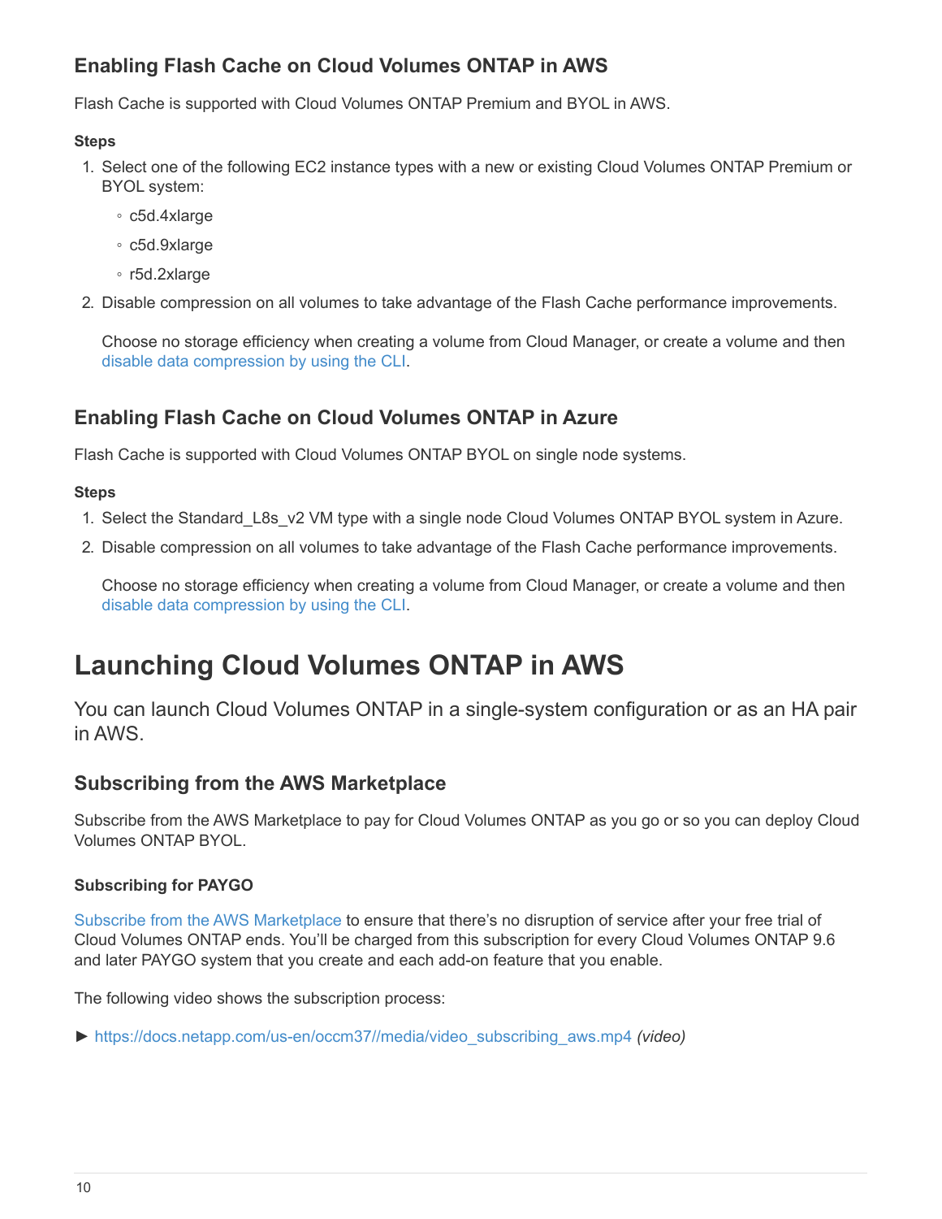## Enabling Flash Cache on Cloud Volumes ONTAP in AWS

Flash Cache is supported with Cloud Volumes ONTAP Premium and BYOL in AWS.

#### Steps

1. Select one of the following EC2 instance types with a new or existing Cloud Volumes ONTAP Premium or BYOL system:
   - c5d.4xlarge
   - c5d.9xlarge
   - r5d.2xlarge
2. Disable compression on all volumes to take advantage of the Flash Cache performance improvements.

   Choose no storage efficiency when creating a volume from Cloud Manager, or create a volume and then disable data compression by using the CLI.

## Enabling Flash Cache on Cloud Volumes ONTAP in Azure

Flash Cache is supported with Cloud Volumes ONTAP BYOL on single node systems.

#### Steps

1. Select the Standard_L8s_v2 VM type with a single node Cloud Volumes ONTAP BYOL system in Azure.
2. Disable compression on all volumes to take advantage of the Flash Cache performance improvements.

   Choose no storage efficiency when creating a volume from Cloud Manager, or create a volume and then disable data compression by using the CLI.

# Launching Cloud Volumes ONTAP in AWS

You can launch Cloud Volumes ONTAP in a single-system configuration or as an HA pair in AWS.

## Subscribing from the AWS Marketplace

Subscribe from the AWS Marketplace to pay for Cloud Volumes ONTAP as you go or so you can deploy Cloud Volumes ONTAP BYOL.

### Subscribing for PAYGO

Subscribe from the AWS Marketplace to ensure that there's no disruption of service after your free trial of Cloud Volumes ONTAP ends. You'll be charged from this subscription for every Cloud Volumes ONTAP 9.6 and later PAYGO system that you create and each add-on feature that you enable.

The following video shows the subscription process:

► https://docs.netapp.com/us-en/occm37//media/video_subscribing_aws.mp4 *(video)*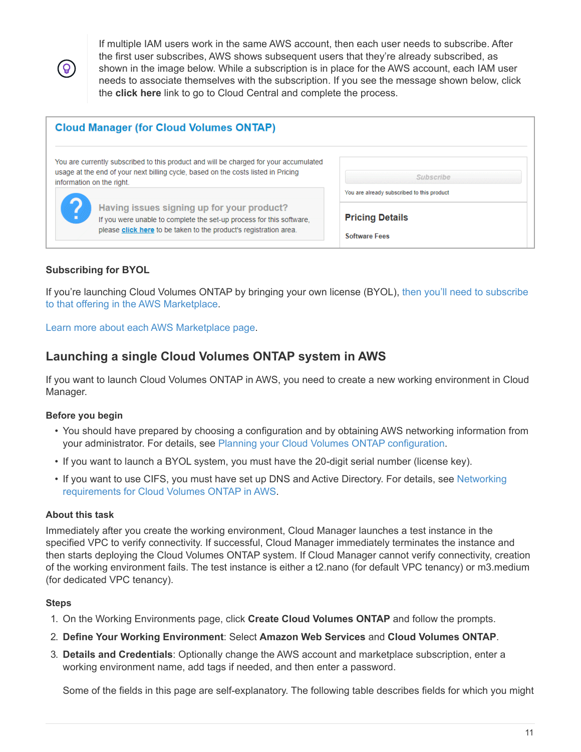If multiple IAM users work in the same AWS account, then each user needs to subscribe. After the first user subscribes, AWS shows subsequent users that they're already subscribed, as shown in the image below. While a subscription is in place for the AWS account, each IAM user needs to associate themselves with the subscription. If you see the message shown below, click the **click here** link to go to Cloud Central and complete the process.

Cloud Manager (for Cloud Volumes ONTAP)

You are currently subscribed to this product and will be charged for your accumulated usage at the end of your next billing cycle, based on the costs listed in Pricing information on the right.

Having issues signing up for your product?
If you were unable to complete the set-up process for this software, please click here to be taken to the product's registration area.

Subscribe
You are already subscribed to this product

Pricing Details
Software Fees

#### Subscribing for BYOL

If you're launching Cloud Volumes ONTAP by bringing your own license (BYOL), then you'll need to subscribe to that offering in the AWS Marketplace.

Learn more about each AWS Marketplace page.

## Launching a single Cloud Volumes ONTAP system in AWS

If you want to launch Cloud Volumes ONTAP in AWS, you need to create a new working environment in Cloud Manager.

#### Before you begin

- You should have prepared by choosing a configuration and by obtaining AWS networking information from your administrator. For details, see Planning your Cloud Volumes ONTAP configuration.
- If you want to launch a BYOL system, you must have the 20-digit serial number (license key).
- If you want to use CIFS, you must have set up DNS and Active Directory. For details, see Networking requirements for Cloud Volumes ONTAP in AWS.

#### About this task

Immediately after you create the working environment, Cloud Manager launches a test instance in the specified VPC to verify connectivity. If successful, Cloud Manager immediately terminates the instance and then starts deploying the Cloud Volumes ONTAP system. If Cloud Manager cannot verify connectivity, creation of the working environment fails. The test instance is either a t2.nano (for default VPC tenancy) or m3.medium (for dedicated VPC tenancy).

#### Steps

1. On the Working Environments page, click **Create Cloud Volumes ONTAP** and follow the prompts.
2. **Define Your Working Environment**: Select **Amazon Web Services** and **Cloud Volumes ONTAP**.
3. **Details and Credentials**: Optionally change the AWS account and marketplace subscription, enter a working environment name, add tags if needed, and then enter a password.

   Some of the fields in this page are self-explanatory. The following table describes fields for which you might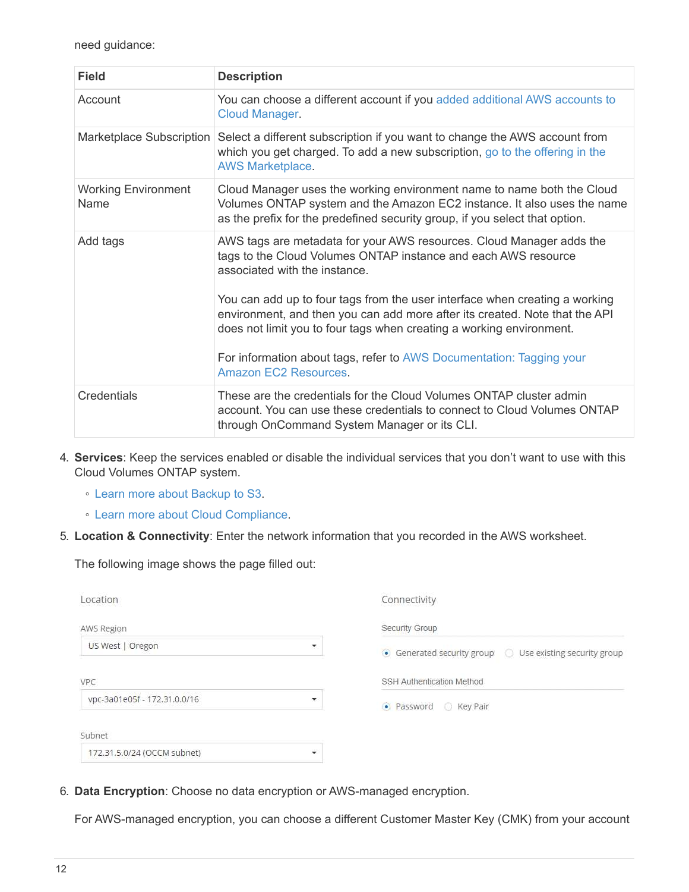need guidance:

| Field | Description |
|---|---|
| Account | You can choose a different account if you added additional AWS accounts to Cloud Manager. |
| Marketplace Subscription | Select a different subscription if you want to change the AWS account from which you get charged. To add a new subscription, go to the offering in the AWS Marketplace. |
| Working Environment Name | Cloud Manager uses the working environment name to name both the Cloud Volumes ONTAP system and the Amazon EC2 instance. It also uses the name as the prefix for the predefined security group, if you select that option. |
| Add tags | AWS tags are metadata for your AWS resources. Cloud Manager adds the tags to the Cloud Volumes ONTAP instance and each AWS resource associated with the instance.<br><br>You can add up to four tags from the user interface when creating a working environment, and then you can add more after its created. Note that the API does not limit you to four tags when creating a working environment.<br><br>For information about tags, refer to AWS Documentation: Tagging your Amazon EC2 Resources. |
| Credentials | These are the credentials for the Cloud Volumes ONTAP cluster admin account. You can use these credentials to connect to Cloud Volumes ONTAP through OnCommand System Manager or its CLI. |

4. **Services**: Keep the services enabled or disable the individual services that you don't want to use with this Cloud Volumes ONTAP system.
   - Learn more about Backup to S3.
   - Learn more about Cloud Compliance.
5. **Location & Connectivity**: Enter the network information that you recorded in the AWS worksheet.

   The following image shows the page filled out:

   Location

   AWS Region
   US West | Oregon

   VPC
   vpc-3a01e05f - 172.31.0.0/16

   Subnet
   172.31.5.0/24 (OCCM subnet)

   Connectivity

   Security Group
   Generated security group
   Use existing security group

   SSH Authentication Method
   Password
   Key Pair

6. **Data Encryption**: Choose no data encryption or AWS-managed encryption.

   For AWS-managed encryption, you can choose a different Customer Master Key (CMK) from your account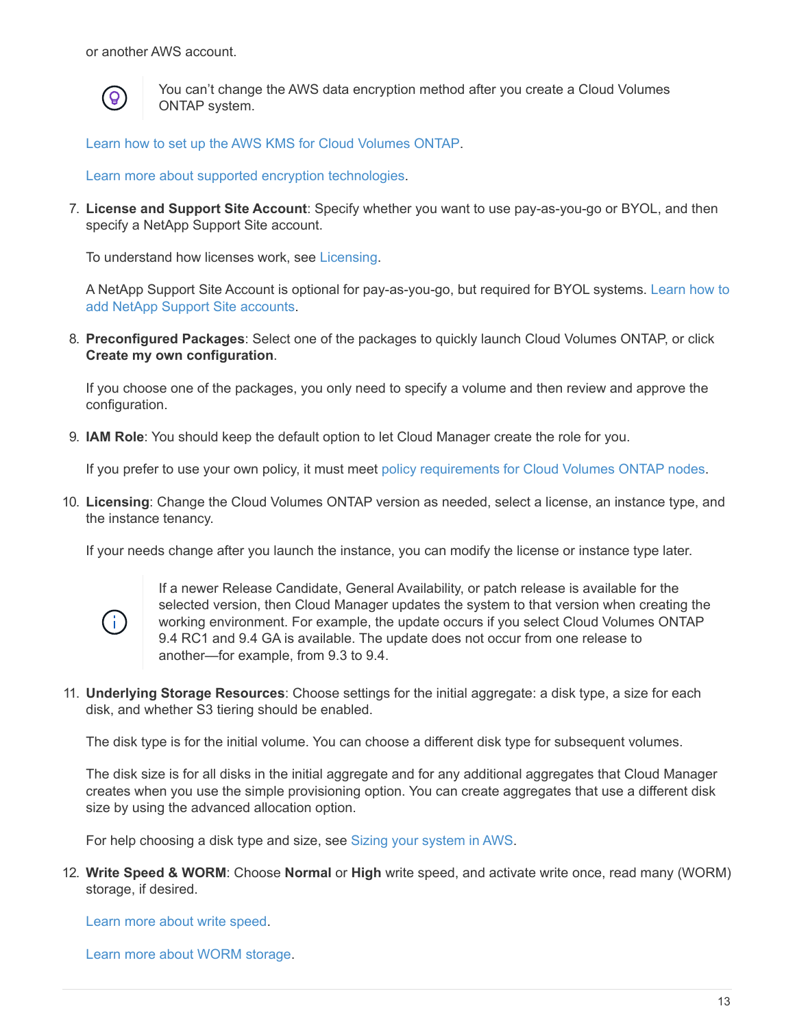or another AWS account.

> You can’t change the AWS data encryption method after you create a Cloud Volumes ONTAP system.

Learn how to set up the AWS KMS for Cloud Volumes ONTAP.

Learn more about supported encryption technologies.

7. **License and Support Site Account**: Specify whether you want to use pay-as-you-go or BYOL, and then specify a NetApp Support Site account.

   To understand how licenses work, see Licensing.

   A NetApp Support Site Account is optional for pay-as-you-go, but required for BYOL systems. Learn how to add NetApp Support Site accounts.

8. **Preconfigured Packages**: Select one of the packages to quickly launch Cloud Volumes ONTAP, or click **Create my own configuration**.

   If you choose one of the packages, you only need to specify a volume and then review and approve the configuration.

9. **IAM Role**: You should keep the default option to let Cloud Manager create the role for you.

   If you prefer to use your own policy, it must meet policy requirements for Cloud Volumes ONTAP nodes.

10. **Licensing**: Change the Cloud Volumes ONTAP version as needed, select a license, an instance type, and the instance tenancy.

    If your needs change after you launch the instance, you can modify the license or instance type later.

    > If a newer Release Candidate, General Availability, or patch release is available for the selected version, then Cloud Manager updates the system to that version when creating the working environment. For example, the update occurs if you select Cloud Volumes ONTAP 9.4 RC1 and 9.4 GA is available. The update does not occur from one release to another—for example, from 9.3 to 9.4.

11. **Underlying Storage Resources**: Choose settings for the initial aggregate: a disk type, a size for each disk, and whether S3 tiering should be enabled.

    The disk type is for the initial volume. You can choose a different disk type for subsequent volumes.

    The disk size is for all disks in the initial aggregate and for any additional aggregates that Cloud Manager creates when you use the simple provisioning option. You can create aggregates that use a different disk size by using the advanced allocation option.

    For help choosing a disk type and size, see Sizing your system in AWS.

12. **Write Speed & WORM**: Choose **Normal** or **High** write speed, and activate write once, read many (WORM) storage, if desired.

    Learn more about write speed.

    Learn more about WORM storage.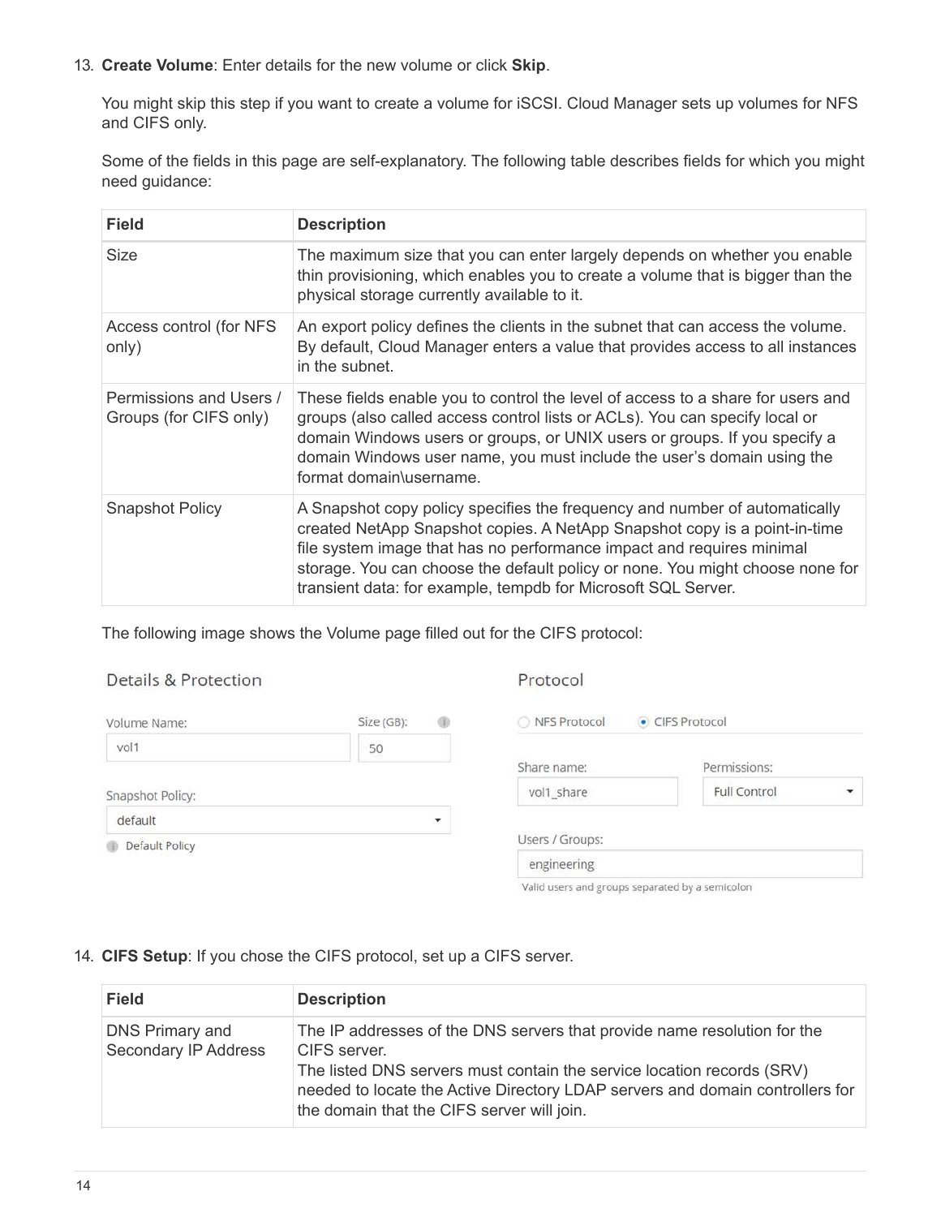13. **Create Volume**: Enter details for the new volume or click **Skip**.

    You might skip this step if you want to create a volume for iSCSI. Cloud Manager sets up volumes for NFS and CIFS only.

    Some of the fields in this page are self-explanatory. The following table describes fields for which you might need guidance:

| Field | Description |
| --- | --- |
| Size | The maximum size that you can enter largely depends on whether you enable thin provisioning, which enables you to create a volume that is bigger than the physical storage currently available to it. |
| Access control (for NFS only) | An export policy defines the clients in the subnet that can access the volume. By default, Cloud Manager enters a value that provides access to all instances in the subnet. |
| Permissions and Users / Groups (for CIFS only) | These fields enable you to control the level of access to a share for users and groups (also called access control lists or ACLs). You can specify local or domain Windows users or groups, or UNIX users or groups. If you specify a domain Windows user name, you must include the user's domain using the format domain\username. |
| Snapshot Policy | A Snapshot copy policy specifies the frequency and number of automatically created NetApp Snapshot copies. A NetApp Snapshot copy is a point-in-time file system image that has no performance impact and requires minimal storage. You can choose the default policy or none. You might choose none for transient data: for example, tempdb for Microsoft SQL Server. |

    The following image shows the Volume page filled out for the CIFS protocol:

    Details & Protection

    Volume Name: vol1
    Size (GB): 50
    Snapshot Policy: default
    Default Policy

    Protocol

    NFS Protocol
    CIFS Protocol
    Share name: vol1_share
    Permissions: Full Control
    Users / Groups: engineering
    Valid users and groups separated by a semicolon

14. **CIFS Setup**: If you chose the CIFS protocol, set up a CIFS server.

| Field | Description |
| --- | --- |
| DNS Primary and Secondary IP Address | The IP addresses of the DNS servers that provide name resolution for the CIFS server. The listed DNS servers must contain the service location records (SRV) needed to locate the Active Directory LDAP servers and domain controllers for the domain that the CIFS server will join. |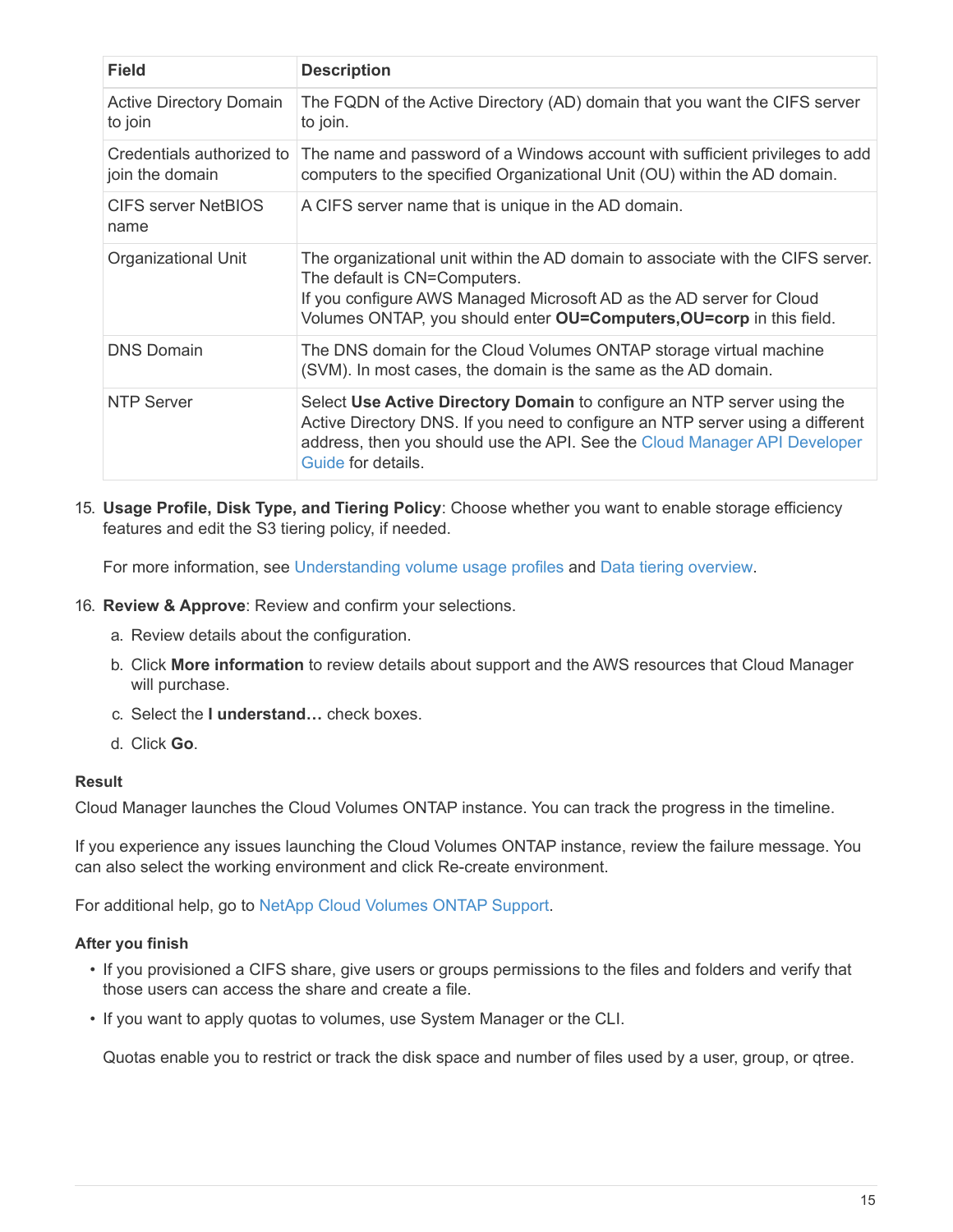| Field | Description |
| --- | --- |
| Active Directory Domain to join | The FQDN of the Active Directory (AD) domain that you want the CIFS server to join. |
| Credentials authorized to join the domain | The name and password of a Windows account with sufficient privileges to add computers to the specified Organizational Unit (OU) within the AD domain. |
| CIFS server NetBIOS name | A CIFS server name that is unique in the AD domain. |
| Organizational Unit | The organizational unit within the AD domain to associate with the CIFS server. The default is CN=Computers.<br>If you configure AWS Managed Microsoft AD as the AD server for Cloud Volumes ONTAP, you should enter **OU=Computers,OU=corp** in this field. |
| DNS Domain | The DNS domain for the Cloud Volumes ONTAP storage virtual machine (SVM). In most cases, the domain is the same as the AD domain. |
| NTP Server | Select **Use Active Directory Domain** to configure an NTP server using the Active Directory DNS. If you need to configure an NTP server using a different address, then you should use the API. See the Cloud Manager API Developer Guide for details. |

15. **Usage Profile, Disk Type, and Tiering Policy**: Choose whether you want to enable storage efficiency features and edit the S3 tiering policy, if needed.

    For more information, see Understanding volume usage profiles and Data tiering overview.

16. **Review & Approve**: Review and confirm your selections.

    a. Review details about the configuration.

    b. Click **More information** to review details about support and the AWS resources that Cloud Manager will purchase.

    c. Select the **I understand…** check boxes.

    d. Click **Go**.

#### Result

Cloud Manager launches the Cloud Volumes ONTAP instance. You can track the progress in the timeline.

If you experience any issues launching the Cloud Volumes ONTAP instance, review the failure message. You can also select the working environment and click Re-create environment.

For additional help, go to NetApp Cloud Volumes ONTAP Support.

#### After you finish

- If you provisioned a CIFS share, give users or groups permissions to the files and folders and verify that those users can access the share and create a file.
- If you want to apply quotas to volumes, use System Manager or the CLI.

  Quotas enable you to restrict or track the disk space and number of files used by a user, group, or qtree.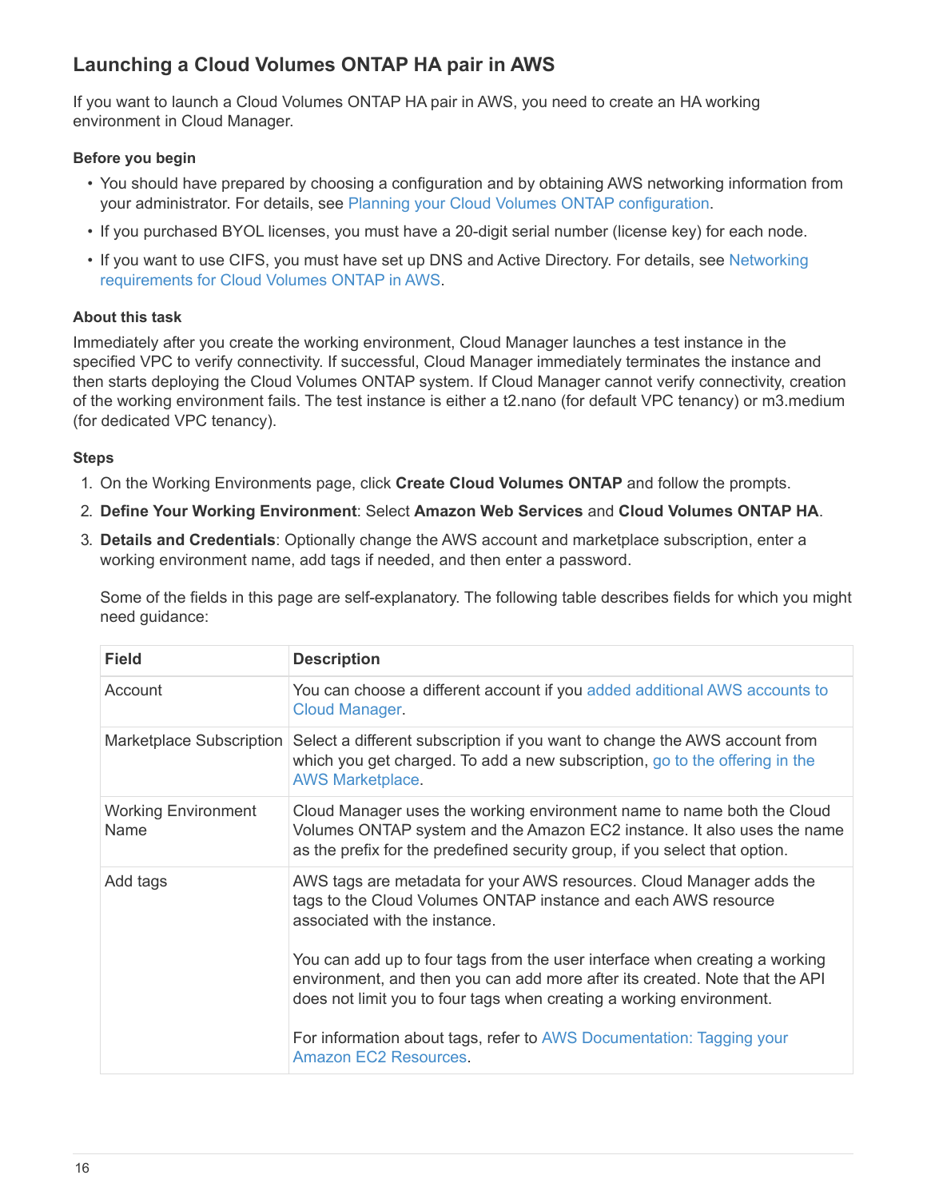## Launching a Cloud Volumes ONTAP HA pair in AWS

If you want to launch a Cloud Volumes ONTAP HA pair in AWS, you need to create an HA working environment in Cloud Manager.

#### Before you begin

- You should have prepared by choosing a configuration and by obtaining AWS networking information from your administrator. For details, see Planning your Cloud Volumes ONTAP configuration.
- If you purchased BYOL licenses, you must have a 20-digit serial number (license key) for each node.
- If you want to use CIFS, you must have set up DNS and Active Directory. For details, see Networking requirements for Cloud Volumes ONTAP in AWS.

#### About this task

Immediately after you create the working environment, Cloud Manager launches a test instance in the specified VPC to verify connectivity. If successful, Cloud Manager immediately terminates the instance and then starts deploying the Cloud Volumes ONTAP system. If Cloud Manager cannot verify connectivity, creation of the working environment fails. The test instance is either a t2.nano (for default VPC tenancy) or m3.medium (for dedicated VPC tenancy).

#### Steps

1. On the Working Environments page, click **Create Cloud Volumes ONTAP** and follow the prompts.
2. **Define Your Working Environment**: Select **Amazon Web Services** and **Cloud Volumes ONTAP HA**.
3. **Details and Credentials**: Optionally change the AWS account and marketplace subscription, enter a working environment name, add tags if needed, and then enter a password.

   Some of the fields in this page are self-explanatory. The following table describes fields for which you might need guidance:

| Field | Description |
|---|---|
| Account | You can choose a different account if you added additional AWS accounts to Cloud Manager. |
| Marketplace Subscription | Select a different subscription if you want to change the AWS account from which you get charged. To add a new subscription, go to the offering in the AWS Marketplace. |
| Working Environment Name | Cloud Manager uses the working environment name to name both the Cloud Volumes ONTAP system and the Amazon EC2 instance. It also uses the name as the prefix for the predefined security group, if you select that option. |
| Add tags | AWS tags are metadata for your AWS resources. Cloud Manager adds the tags to the Cloud Volumes ONTAP instance and each AWS resource associated with the instance.<br><br>You can add up to four tags from the user interface when creating a working environment, and then you can add more after its created. Note that the API does not limit you to four tags when creating a working environment.<br><br>For information about tags, refer to AWS Documentation: Tagging your Amazon EC2 Resources. |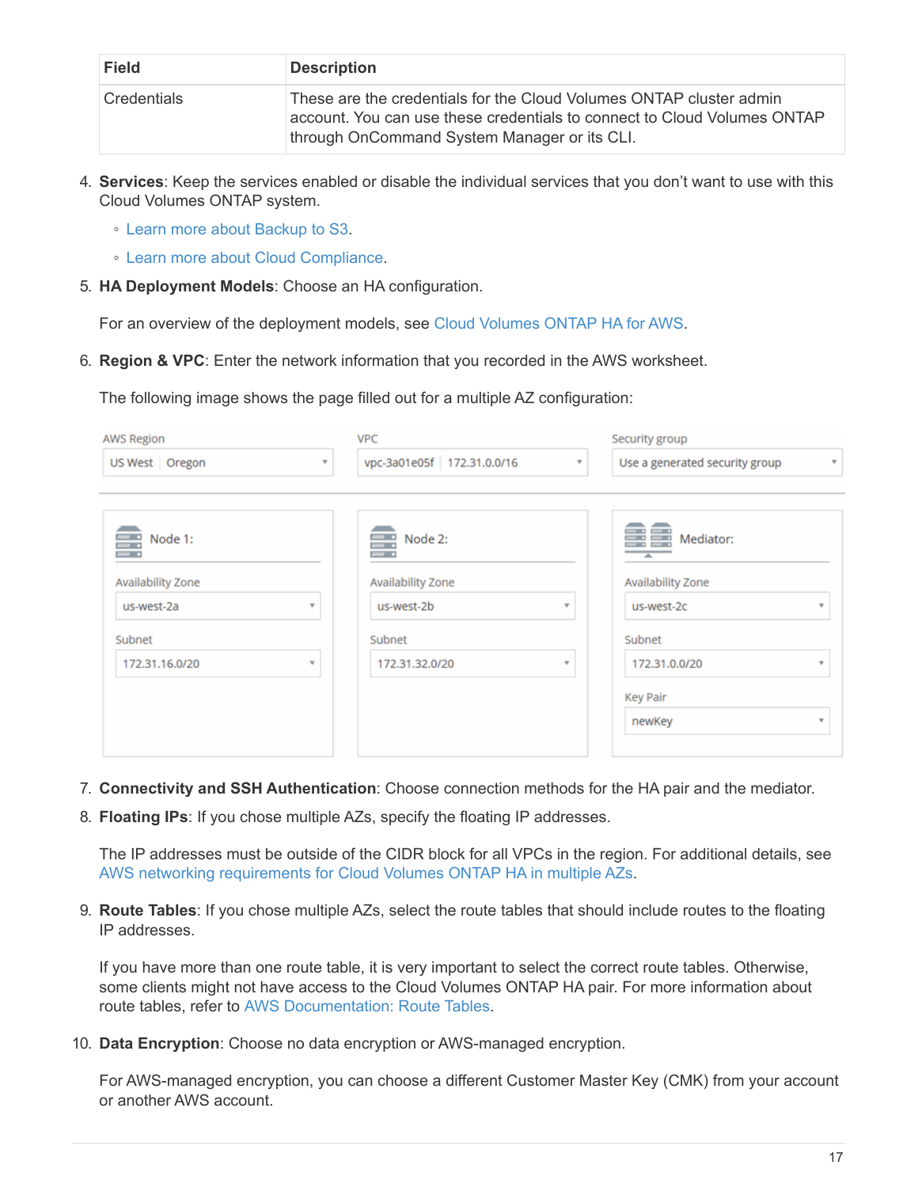| Field | Description |
| --- | --- |
| Credentials | These are the credentials for the Cloud Volumes ONTAP cluster admin account. You can use these credentials to connect to Cloud Volumes ONTAP through OnCommand System Manager or its CLI. |

4. **Services**: Keep the services enabled or disable the individual services that you don't want to use with this Cloud Volumes ONTAP system.
   - Learn more about Backup to S3.
   - Learn more about Cloud Compliance.
5. **HA Deployment Models**: Choose an HA configuration.

   For an overview of the deployment models, see Cloud Volumes ONTAP HA for AWS.
6. **Region & VPC**: Enter the network information that you recorded in the AWS worksheet.

   The following image shows the page filled out for a multiple AZ configuration:

   AWS Region
   US West | Oregon
   VPC
   vpc-3a01e05f | 172.31.0.0/16
   Security group
   Use a generated security group
   Node 1:
   Availability Zone
   us-west-2a
   Subnet
   172.31.16.0/20
   Node 2:
   Availability Zone
   us-west-2b
   Subnet
   172.31.32.0/20
   Mediator:
   Availability Zone
   us-west-2c
   Subnet
   172.31.0.0/20
   Key Pair
   newKey
7. **Connectivity and SSH Authentication**: Choose connection methods for the HA pair and the mediator.
8. **Floating IPs**: If you chose multiple AZs, specify the floating IP addresses.

   The IP addresses must be outside of the CIDR block for all VPCs in the region. For additional details, see AWS networking requirements for Cloud Volumes ONTAP HA in multiple AZs.
9. **Route Tables**: If you chose multiple AZs, select the route tables that should include routes to the floating IP addresses.

   If you have more than one route table, it is very important to select the correct route tables. Otherwise, some clients might not have access to the Cloud Volumes ONTAP HA pair. For more information about route tables, refer to AWS Documentation: Route Tables.
10. **Data Encryption**: Choose no data encryption or AWS-managed encryption.

    For AWS-managed encryption, you can choose a different Customer Master Key (CMK) from your account or another AWS account.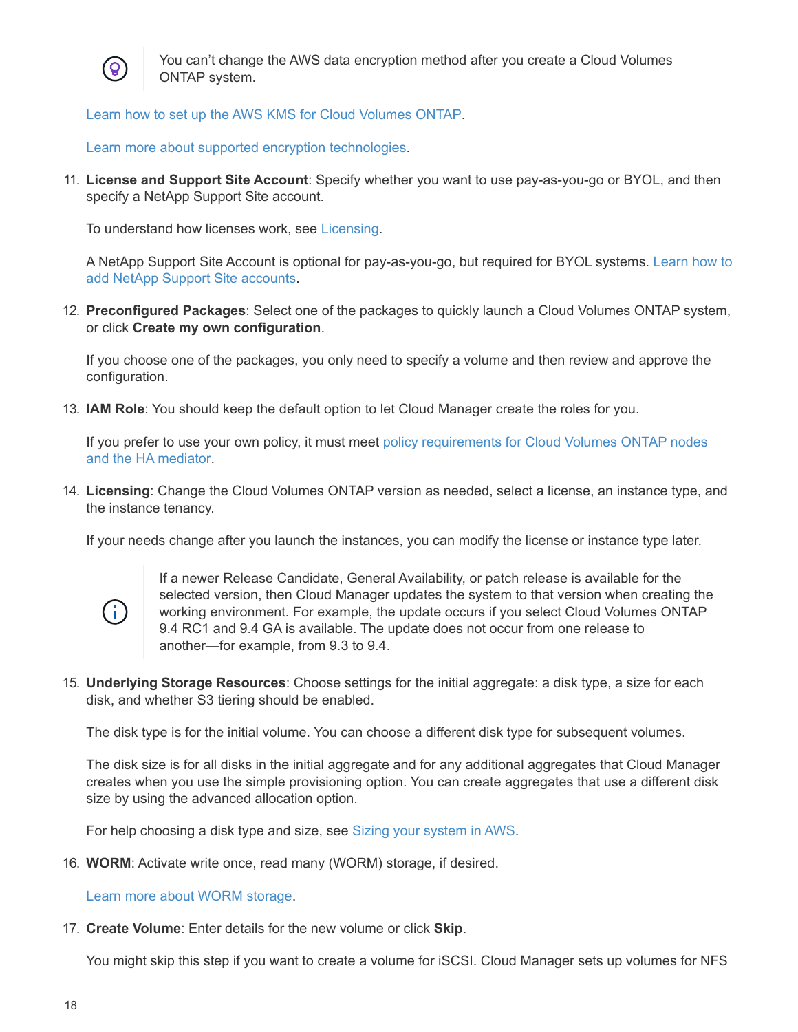> You can't change the AWS data encryption method after you create a Cloud Volumes ONTAP system.

Learn how to set up the AWS KMS for Cloud Volumes ONTAP.

Learn more about supported encryption technologies.

11. **License and Support Site Account**: Specify whether you want to use pay-as-you-go or BYOL, and then specify a NetApp Support Site account.

    To understand how licenses work, see Licensing.

    A NetApp Support Site Account is optional for pay-as-you-go, but required for BYOL systems. Learn how to add NetApp Support Site accounts.

12. **Preconfigured Packages**: Select one of the packages to quickly launch a Cloud Volumes ONTAP system, or click **Create my own configuration**.

    If you choose one of the packages, you only need to specify a volume and then review and approve the configuration.

13. **IAM Role**: You should keep the default option to let Cloud Manager create the roles for you.

    If you prefer to use your own policy, it must meet policy requirements for Cloud Volumes ONTAP nodes and the HA mediator.

14. **Licensing**: Change the Cloud Volumes ONTAP version as needed, select a license, an instance type, and the instance tenancy.

    If your needs change after you launch the instances, you can modify the license or instance type later.

    > If a newer Release Candidate, General Availability, or patch release is available for the selected version, then Cloud Manager updates the system to that version when creating the working environment. For example, the update occurs if you select Cloud Volumes ONTAP 9.4 RC1 and 9.4 GA is available. The update does not occur from one release to another—for example, from 9.3 to 9.4.

15. **Underlying Storage Resources**: Choose settings for the initial aggregate: a disk type, a size for each disk, and whether S3 tiering should be enabled.

    The disk type is for the initial volume. You can choose a different disk type for subsequent volumes.

    The disk size is for all disks in the initial aggregate and for any additional aggregates that Cloud Manager creates when you use the simple provisioning option. You can create aggregates that use a different disk size by using the advanced allocation option.

    For help choosing a disk type and size, see Sizing your system in AWS.

16. **WORM**: Activate write once, read many (WORM) storage, if desired.

    Learn more about WORM storage.

17. **Create Volume**: Enter details for the new volume or click **Skip**.

    You might skip this step if you want to create a volume for iSCSI. Cloud Manager sets up volumes for NFS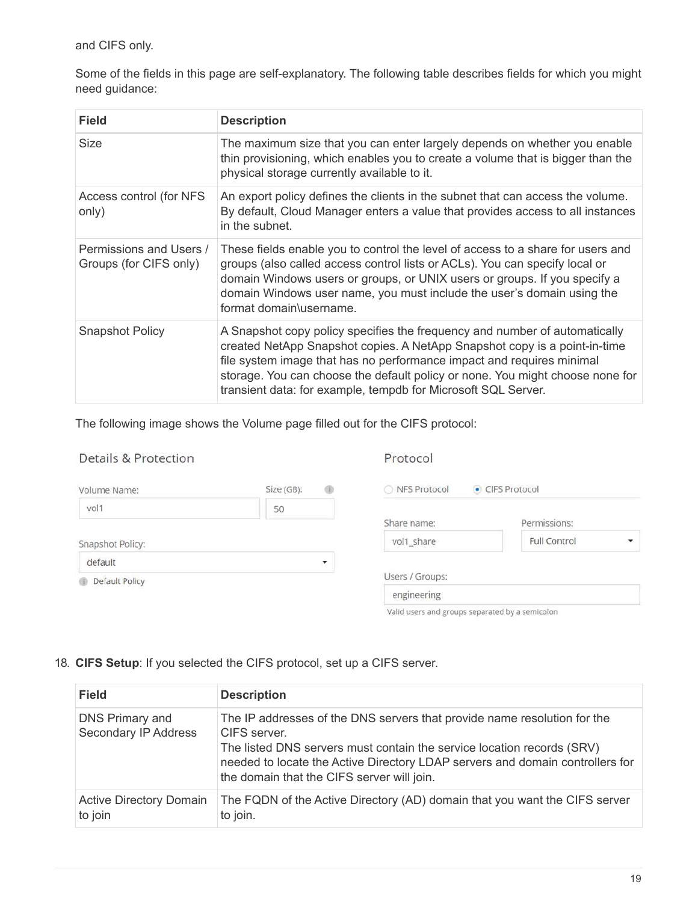and CIFS only.

Some of the fields in this page are self-explanatory. The following table describes fields for which you might need guidance:

| Field | Description |
| --- | --- |
| Size | The maximum size that you can enter largely depends on whether you enable thin provisioning, which enables you to create a volume that is bigger than the physical storage currently available to it. |
| Access control (for NFS only) | An export policy defines the clients in the subnet that can access the volume. By default, Cloud Manager enters a value that provides access to all instances in the subnet. |
| Permissions and Users / Groups (for CIFS only) | These fields enable you to control the level of access to a share for users and groups (also called access control lists or ACLs). You can specify local or domain Windows users or groups, or UNIX users or groups. If you specify a domain Windows user name, you must include the user's domain using the format domain\username. |
| Snapshot Policy | A Snapshot copy policy specifies the frequency and number of automatically created NetApp Snapshot copies. A NetApp Snapshot copy is a point-in-time file system image that has no performance impact and requires minimal storage. You can choose the default policy or none. You might choose none for transient data: for example, tempdb for Microsoft SQL Server. |

The following image shows the Volume page filled out for the CIFS protocol:

Details & Protection

Volume Name: vol1

Size (GB): 50

Snapshot Policy: default

Default Policy

Protocol

NFS Protocol   CIFS Protocol

Share name: vol1_share

Permissions: Full Control

Users / Groups: engineering

Valid users and groups separated by a semicolon

18. **CIFS Setup**: If you selected the CIFS protocol, set up a CIFS server.

| Field | Description |
| --- | --- |
| DNS Primary and Secondary IP Address | The IP addresses of the DNS servers that provide name resolution for the CIFS server.<br>The listed DNS servers must contain the service location records (SRV) needed to locate the Active Directory LDAP servers and domain controllers for the domain that the CIFS server will join. |
| Active Directory Domain to join | The FQDN of the Active Directory (AD) domain that you want the CIFS server to join. |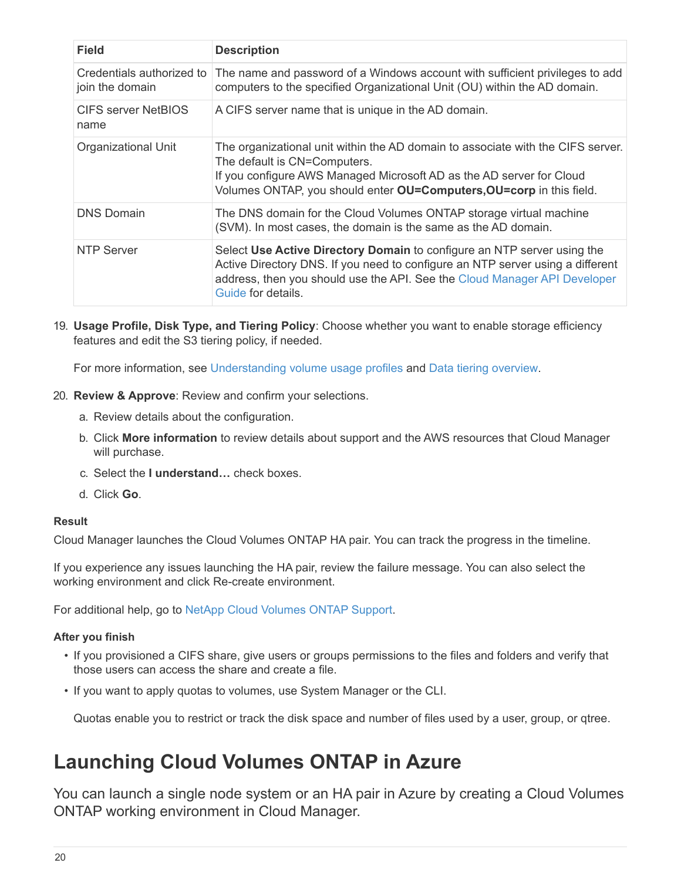| Field | Description |
| --- | --- |
| Credentials authorized to join the domain | The name and password of a Windows account with sufficient privileges to add computers to the specified Organizational Unit (OU) within the AD domain. |
| CIFS server NetBIOS name | A CIFS server name that is unique in the AD domain. |
| Organizational Unit | The organizational unit within the AD domain to associate with the CIFS server. The default is CN=Computers.<br>If you configure AWS Managed Microsoft AD as the AD server for Cloud Volumes ONTAP, you should enter **OU=Computers,OU=corp** in this field. |
| DNS Domain | The DNS domain for the Cloud Volumes ONTAP storage virtual machine (SVM). In most cases, the domain is the same as the AD domain. |
| NTP Server | Select **Use Active Directory Domain** to configure an NTP server using the Active Directory DNS. If you need to configure an NTP server using a different address, then you should use the API. See the Cloud Manager API Developer Guide for details. |

19. **Usage Profile, Disk Type, and Tiering Policy**: Choose whether you want to enable storage efficiency features and edit the S3 tiering policy, if needed.

    For more information, see Understanding volume usage profiles and Data tiering overview.

20. **Review & Approve**: Review and confirm your selections.

    a. Review details about the configuration.

    b. Click **More information** to review details about support and the AWS resources that Cloud Manager will purchase.

    c. Select the **I understand…** check boxes.

    d. Click **Go**.

#### Result

Cloud Manager launches the Cloud Volumes ONTAP HA pair. You can track the progress in the timeline.

If you experience any issues launching the HA pair, review the failure message. You can also select the working environment and click Re-create environment.

For additional help, go to NetApp Cloud Volumes ONTAP Support.

#### After you finish

- If you provisioned a CIFS share, give users or groups permissions to the files and folders and verify that those users can access the share and create a file.
- If you want to apply quotas to volumes, use System Manager or the CLI.

  Quotas enable you to restrict or track the disk space and number of files used by a user, group, or qtree.

## Launching Cloud Volumes ONTAP in Azure

You can launch a single node system or an HA pair in Azure by creating a Cloud Volumes ONTAP working environment in Cloud Manager.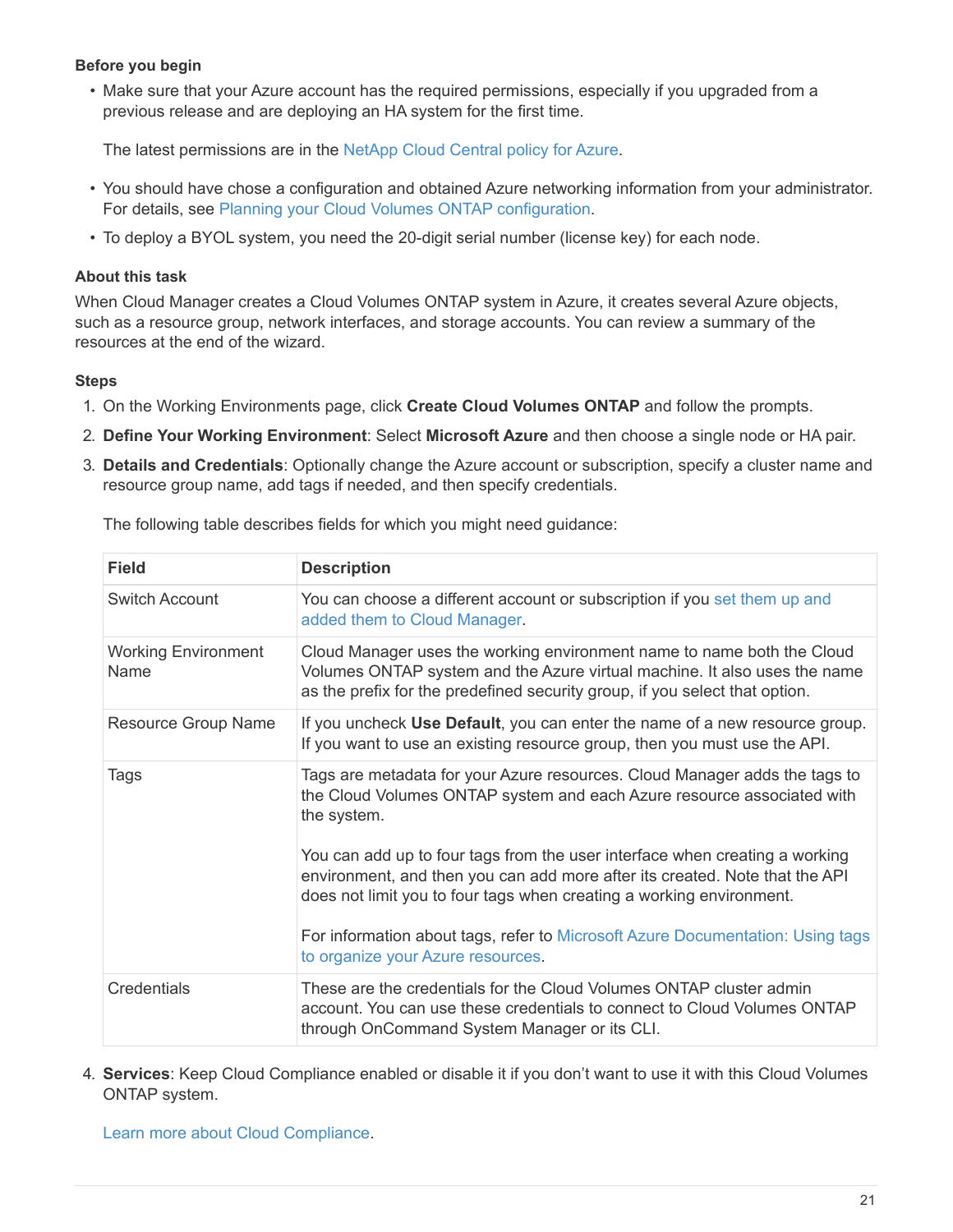#### Before you begin

- Make sure that your Azure account has the required permissions, especially if you upgraded from a previous release and are deploying an HA system for the first time.

  The latest permissions are in the NetApp Cloud Central policy for Azure.

- You should have chose a configuration and obtained Azure networking information from your administrator. For details, see Planning your Cloud Volumes ONTAP configuration.
- To deploy a BYOL system, you need the 20-digit serial number (license key) for each node.

#### About this task

When Cloud Manager creates a Cloud Volumes ONTAP system in Azure, it creates several Azure objects, such as a resource group, network interfaces, and storage accounts. You can review a summary of the resources at the end of the wizard.

#### Steps

1. On the Working Environments page, click **Create Cloud Volumes ONTAP** and follow the prompts.
2. **Define Your Working Environment**: Select **Microsoft Azure** and then choose a single node or HA pair.
3. **Details and Credentials**: Optionally change the Azure account or subscription, specify a cluster name and resource group name, add tags if needed, and then specify credentials.

   The following table describes fields for which you might need guidance:

| Field | Description |
|---|---|
| Switch Account | You can choose a different account or subscription if you set them up and added them to Cloud Manager. |
| Working Environment Name | Cloud Manager uses the working environment name to name both the Cloud Volumes ONTAP system and the Azure virtual machine. It also uses the name as the prefix for the predefined security group, if you select that option. |
| Resource Group Name | If you uncheck **Use Default**, you can enter the name of a new resource group. If you want to use an existing resource group, then you must use the API. |
| Tags | Tags are metadata for your Azure resources. Cloud Manager adds the tags to the Cloud Volumes ONTAP system and each Azure resource associated with the system.<br><br>You can add up to four tags from the user interface when creating a working environment, and then you can add more after its created. Note that the API does not limit you to four tags when creating a working environment.<br><br>For information about tags, refer to Microsoft Azure Documentation: Using tags to organize your Azure resources. |
| Credentials | These are the credentials for the Cloud Volumes ONTAP cluster admin account. You can use these credentials to connect to Cloud Volumes ONTAP through OnCommand System Manager or its CLI. |

4. **Services**: Keep Cloud Compliance enabled or disable it if you don't want to use it with this Cloud Volumes ONTAP system.

   Learn more about Cloud Compliance.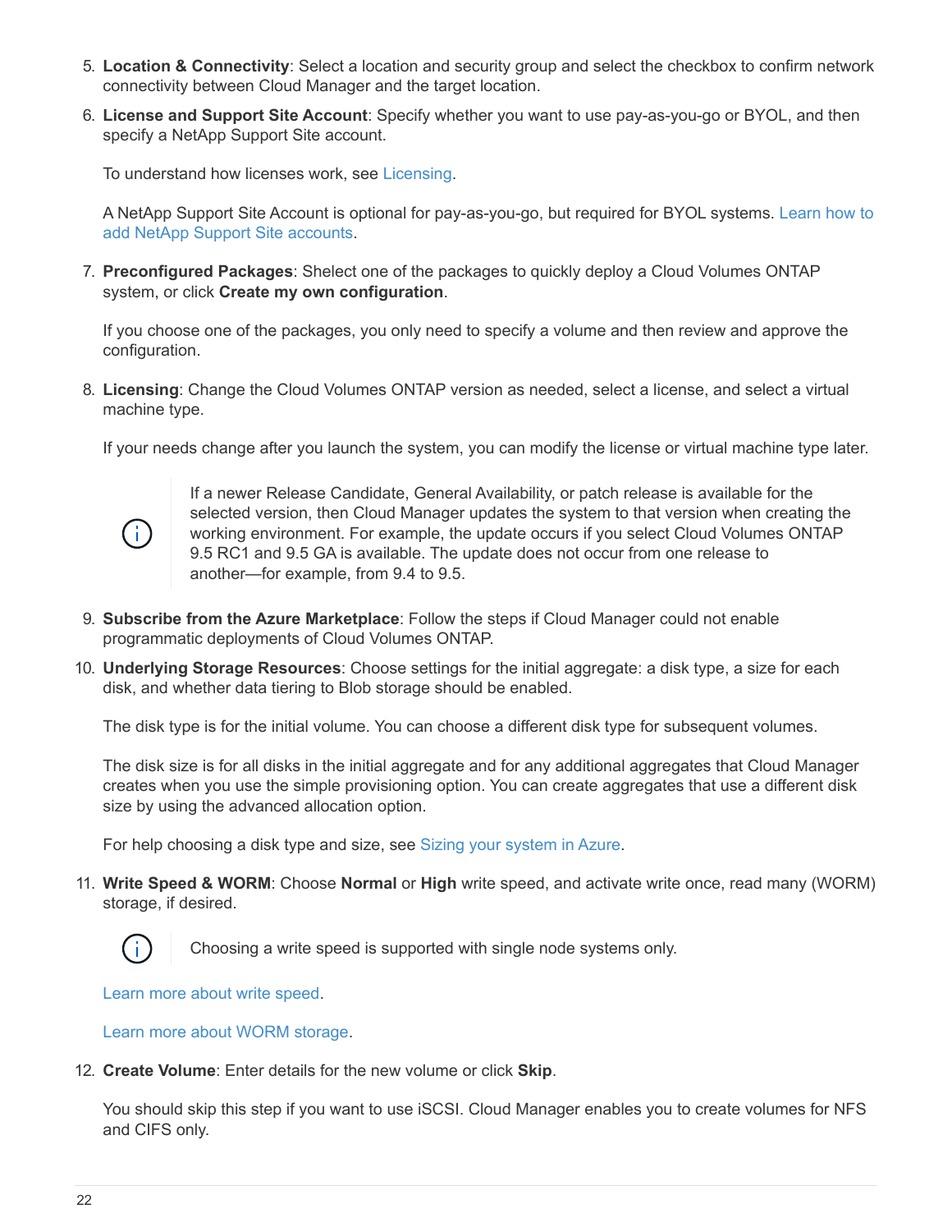5. **Location & Connectivity**: Select a location and security group and select the checkbox to confirm network connectivity between Cloud Manager and the target location.

6. **License and Support Site Account**: Specify whether you want to use pay-as-you-go or BYOL, and then specify a NetApp Support Site account.

   To understand how licenses work, see Licensing.

   A NetApp Support Site Account is optional for pay-as-you-go, but required for BYOL systems. Learn how to add NetApp Support Site accounts.

7. **Preconfigured Packages**: Shelect one of the packages to quickly deploy a Cloud Volumes ONTAP system, or click **Create my own configuration**.

   If you choose one of the packages, you only need to specify a volume and then review and approve the configuration.

8. **Licensing**: Change the Cloud Volumes ONTAP version as needed, select a license, and select a virtual machine type.

   If your needs change after you launch the system, you can modify the license or virtual machine type later.

   > If a newer Release Candidate, General Availability, or patch release is available for the selected version, then Cloud Manager updates the system to that version when creating the working environment. For example, the update occurs if you select Cloud Volumes ONTAP 9.5 RC1 and 9.5 GA is available. The update does not occur from one release to another—for example, from 9.4 to 9.5.

9. **Subscribe from the Azure Marketplace**: Follow the steps if Cloud Manager could not enable programmatic deployments of Cloud Volumes ONTAP.

10. **Underlying Storage Resources**: Choose settings for the initial aggregate: a disk type, a size for each disk, and whether data tiering to Blob storage should be enabled.

    The disk type is for the initial volume. You can choose a different disk type for subsequent volumes.

    The disk size is for all disks in the initial aggregate and for any additional aggregates that Cloud Manager creates when you use the simple provisioning option. You can create aggregates that use a different disk size by using the advanced allocation option.

    For help choosing a disk type and size, see Sizing your system in Azure.

11. **Write Speed & WORM**: Choose **Normal** or **High** write speed, and activate write once, read many (WORM) storage, if desired.

    > Choosing a write speed is supported with single node systems only.

    Learn more about write speed.

    Learn more about WORM storage.

12. **Create Volume**: Enter details for the new volume or click **Skip**.

    You should skip this step if you want to use iSCSI. Cloud Manager enables you to create volumes for NFS and CIFS only.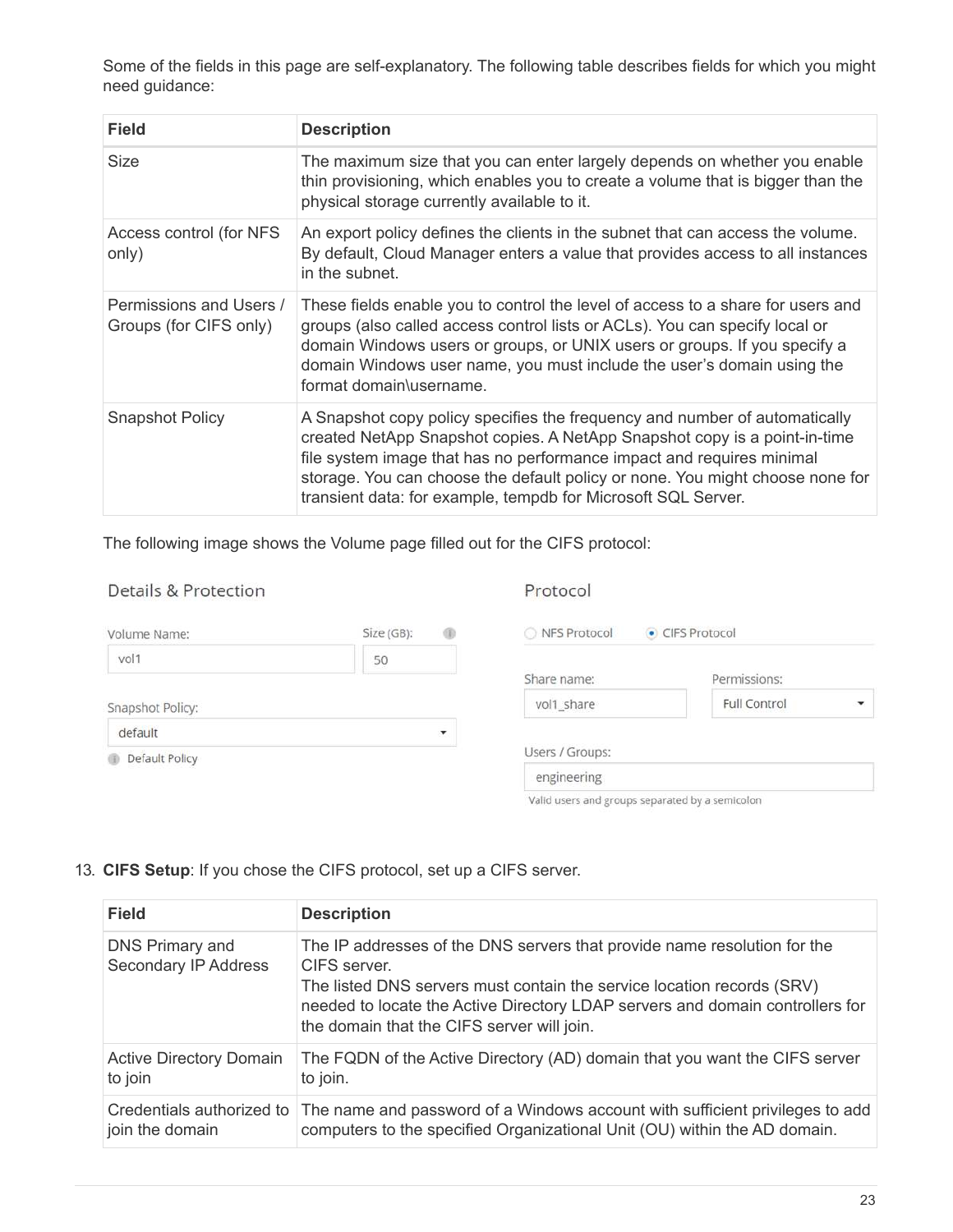Some of the fields in this page are self-explanatory. The following table describes fields for which you might need guidance:

| Field | Description |
|---|---|
| Size | The maximum size that you can enter largely depends on whether you enable thin provisioning, which enables you to create a volume that is bigger than the physical storage currently available to it. |
| Access control (for NFS only) | An export policy defines the clients in the subnet that can access the volume. By default, Cloud Manager enters a value that provides access to all instances in the subnet. |
| Permissions and Users / Groups (for CIFS only) | These fields enable you to control the level of access to a share for users and groups (also called access control lists or ACLs). You can specify local or domain Windows users or groups, or UNIX users or groups. If you specify a domain Windows user name, you must include the user's domain using the format domain\username. |
| Snapshot Policy | A Snapshot copy policy specifies the frequency and number of automatically created NetApp Snapshot copies. A NetApp Snapshot copy is a point-in-time file system image that has no performance impact and requires minimal storage. You can choose the default policy or none. You might choose none for transient data: for example, tempdb for Microsoft SQL Server. |

The following image shows the Volume page filled out for the CIFS protocol:

Details & Protection

Volume Name: vol1

Size (GB): 50

Snapshot Policy: default

Default Policy

Protocol

NFS Protocol   CIFS Protocol

Share name: vol1_share

Permissions: Full Control

Users / Groups: engineering

Valid users and groups separated by a semicolon

13. **CIFS Setup**: If you chose the CIFS protocol, set up a CIFS server.

| Field | Description |
|---|---|
| DNS Primary and Secondary IP Address | The IP addresses of the DNS servers that provide name resolution for the CIFS server.<br>The listed DNS servers must contain the service location records (SRV) needed to locate the Active Directory LDAP servers and domain controllers for the domain that the CIFS server will join. |
| Active Directory Domain to join | The FQDN of the Active Directory (AD) domain that you want the CIFS server to join. |
| Credentials authorized to join the domain | The name and password of a Windows account with sufficient privileges to add computers to the specified Organizational Unit (OU) within the AD domain. |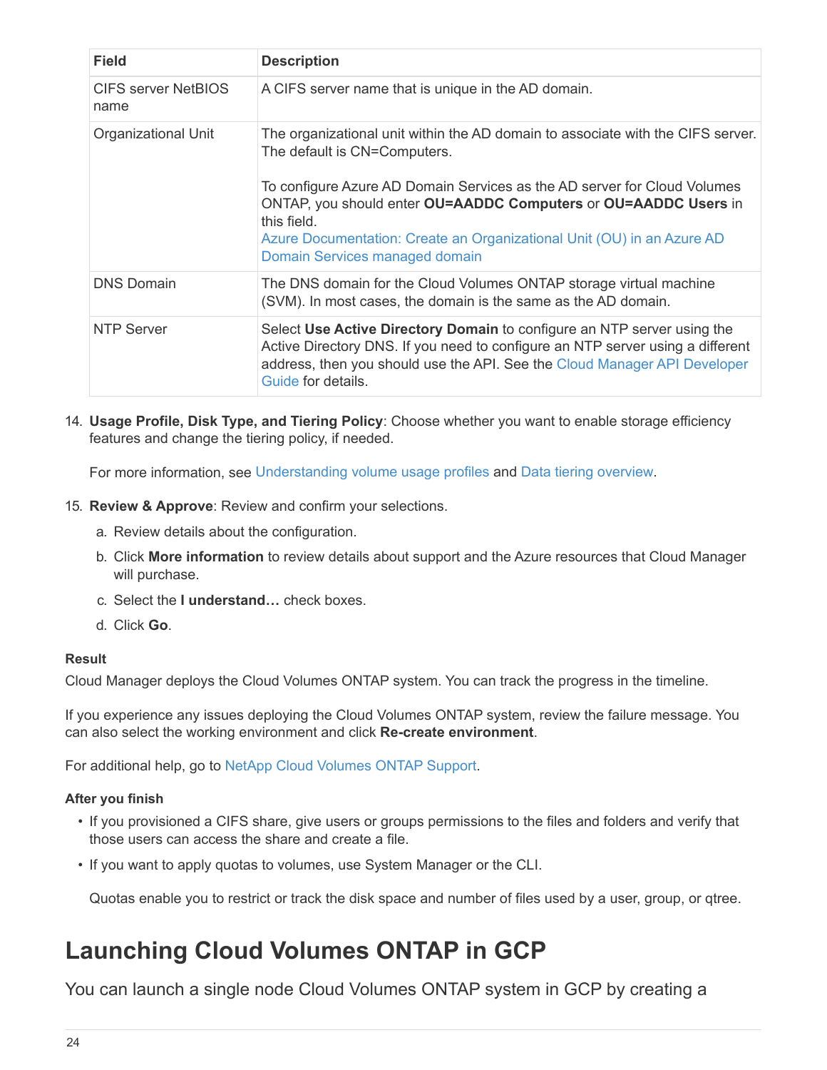| Field | Description |
| --- | --- |
| CIFS server NetBIOS name | A CIFS server name that is unique in the AD domain. |
| Organizational Unit | The organizational unit within the AD domain to associate with the CIFS server. The default is CN=Computers.<br><br>To configure Azure AD Domain Services as the AD server for Cloud Volumes ONTAP, you should enter **OU=AADDC Computers** or **OU=AADDC Users** in this field.<br>Azure Documentation: Create an Organizational Unit (OU) in an Azure AD Domain Services managed domain |
| DNS Domain | The DNS domain for the Cloud Volumes ONTAP storage virtual machine (SVM). In most cases, the domain is the same as the AD domain. |
| NTP Server | Select **Use Active Directory Domain** to configure an NTP server using the Active Directory DNS. If you need to configure an NTP server using a different address, then you should use the API. See the Cloud Manager API Developer Guide for details. |

14. **Usage Profile, Disk Type, and Tiering Policy**: Choose whether you want to enable storage efficiency features and change the tiering policy, if needed.

    For more information, see Understanding volume usage profiles and Data tiering overview.

15. **Review & Approve**: Review and confirm your selections.

    a. Review details about the configuration.

    b. Click **More information** to review details about support and the Azure resources that Cloud Manager will purchase.

    c. Select the **I understand…** check boxes.

    d. Click **Go**.

**Result**

Cloud Manager deploys the Cloud Volumes ONTAP system. You can track the progress in the timeline.

If you experience any issues deploying the Cloud Volumes ONTAP system, review the failure message. You can also select the working environment and click **Re-create environment**.

For additional help, go to NetApp Cloud Volumes ONTAP Support.

**After you finish**

- If you provisioned a CIFS share, give users or groups permissions to the files and folders and verify that those users can access the share and create a file.
- If you want to apply quotas to volumes, use System Manager or the CLI.

  Quotas enable you to restrict or track the disk space and number of files used by a user, group, or qtree.

# Launching Cloud Volumes ONTAP in GCP

You can launch a single node Cloud Volumes ONTAP system in GCP by creating a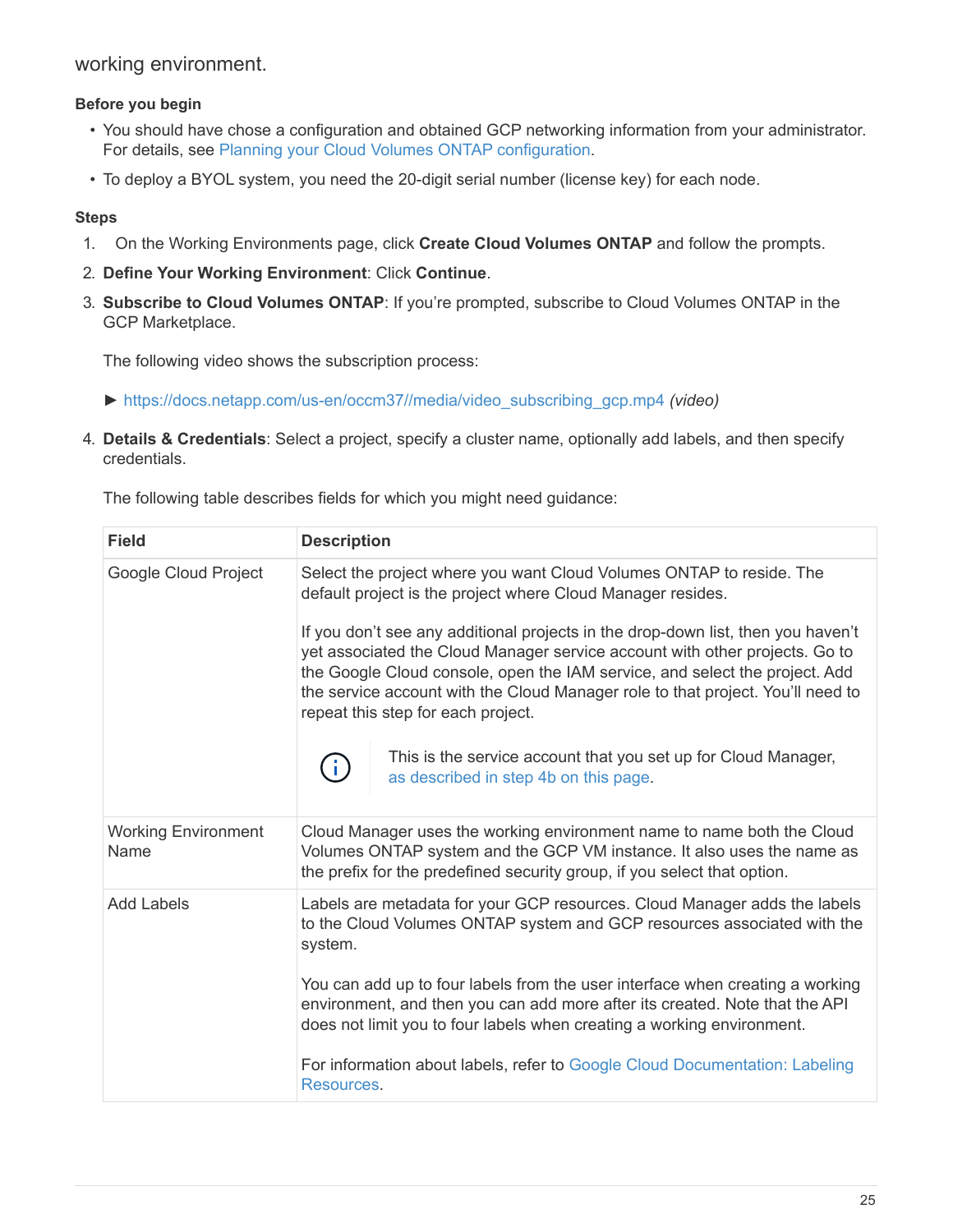working environment.

#### Before you begin

- You should have chose a configuration and obtained GCP networking information from your administrator. For details, see Planning your Cloud Volumes ONTAP configuration.
- To deploy a BYOL system, you need the 20-digit serial number (license key) for each node.

#### Steps

1. On the Working Environments page, click **Create Cloud Volumes ONTAP** and follow the prompts.
2. **Define Your Working Environment**: Click **Continue**.
3. **Subscribe to Cloud Volumes ONTAP**: If you're prompted, subscribe to Cloud Volumes ONTAP in the GCP Marketplace.

   The following video shows the subscription process:

   ► https://docs.netapp.com/us-en/occm37//media/video_subscribing_gcp.mp4 *(video)*

4. **Details & Credentials**: Select a project, specify a cluster name, optionally add labels, and then specify credentials.

   The following table describes fields for which you might need guidance:

| Field | Description |
|---|---|
| Google Cloud Project | Select the project where you want Cloud Volumes ONTAP to reside. The default project is the project where Cloud Manager resides. If you don't see any additional projects in the drop-down list, then you haven't yet associated the Cloud Manager service account with other projects. Go to the Google Cloud console, open the IAM service, and select the project. Add the service account with the Cloud Manager role to that project. You'll need to repeat this step for each project. This is the service account that you set up for Cloud Manager, as described in step 4b on this page. |
| Working Environment Name | Cloud Manager uses the working environment name to name both the Cloud Volumes ONTAP system and the GCP VM instance. It also uses the name as the prefix for the predefined security group, if you select that option. |
| Add Labels | Labels are metadata for your GCP resources. Cloud Manager adds the labels to the Cloud Volumes ONTAP system and GCP resources associated with the system. You can add up to four labels from the user interface when creating a working environment, and then you can add more after its created. Note that the API does not limit you to four labels when creating a working environment. For information about labels, refer to Google Cloud Documentation: Labeling Resources. |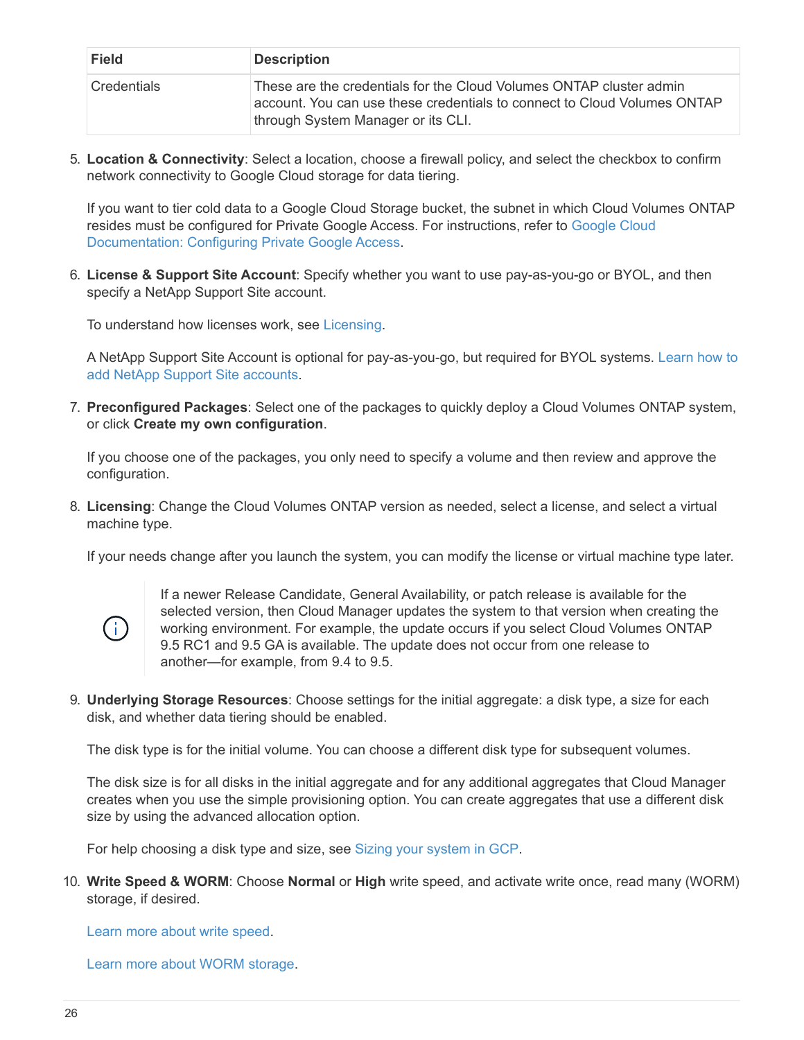| Field | Description |
| --- | --- |
| Credentials | These are the credentials for the Cloud Volumes ONTAP cluster admin account. You can use these credentials to connect to Cloud Volumes ONTAP through System Manager or its CLI. |

5. **Location & Connectivity**: Select a location, choose a firewall policy, and select the checkbox to confirm network connectivity to Google Cloud storage for data tiering.

   If you want to tier cold data to a Google Cloud Storage bucket, the subnet in which Cloud Volumes ONTAP resides must be configured for Private Google Access. For instructions, refer to Google Cloud Documentation: Configuring Private Google Access.

6. **License & Support Site Account**: Specify whether you want to use pay-as-you-go or BYOL, and then specify a NetApp Support Site account.

   To understand how licenses work, see Licensing.

   A NetApp Support Site Account is optional for pay-as-you-go, but required for BYOL systems. Learn how to add NetApp Support Site accounts.

7. **Preconfigured Packages**: Select one of the packages to quickly deploy a Cloud Volumes ONTAP system, or click **Create my own configuration**.

   If you choose one of the packages, you only need to specify a volume and then review and approve the configuration.

8. **Licensing**: Change the Cloud Volumes ONTAP version as needed, select a license, and select a virtual machine type.

   If your needs change after you launch the system, you can modify the license or virtual machine type later.

   > If a newer Release Candidate, General Availability, or patch release is available for the selected version, then Cloud Manager updates the system to that version when creating the working environment. For example, the update occurs if you select Cloud Volumes ONTAP 9.5 RC1 and 9.5 GA is available. The update does not occur from one release to another—for example, from 9.4 to 9.5.

9. **Underlying Storage Resources**: Choose settings for the initial aggregate: a disk type, a size for each disk, and whether data tiering should be enabled.

   The disk type is for the initial volume. You can choose a different disk type for subsequent volumes.

   The disk size is for all disks in the initial aggregate and for any additional aggregates that Cloud Manager creates when you use the simple provisioning option. You can create aggregates that use a different disk size by using the advanced allocation option.

   For help choosing a disk type and size, see Sizing your system in GCP.

10. **Write Speed & WORM**: Choose **Normal** or **High** write speed, and activate write once, read many (WORM) storage, if desired.

    Learn more about write speed.

    Learn more about WORM storage.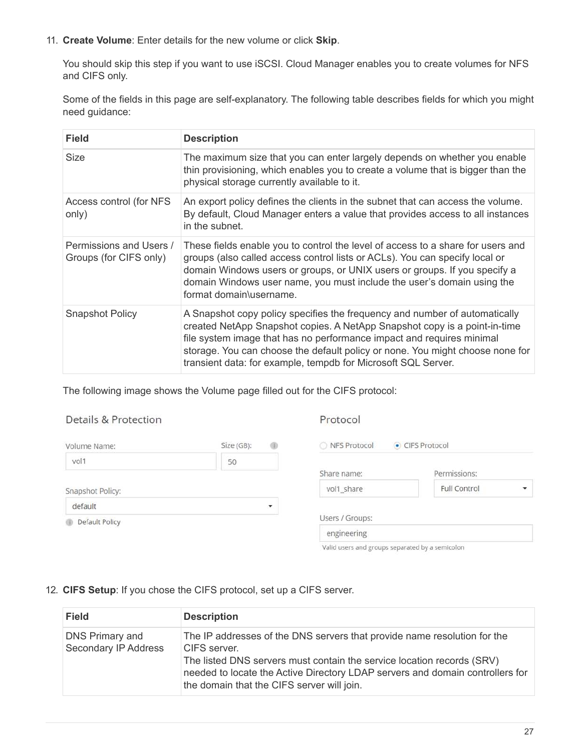11. **Create Volume**: Enter details for the new volume or click **Skip**.

    You should skip this step if you want to use iSCSI. Cloud Manager enables you to create volumes for NFS and CIFS only.

    Some of the fields in this page are self-explanatory. The following table describes fields for which you might need guidance:

| Field | Description |
| --- | --- |
| Size | The maximum size that you can enter largely depends on whether you enable thin provisioning, which enables you to create a volume that is bigger than the physical storage currently available to it. |
| Access control (for NFS only) | An export policy defines the clients in the subnet that can access the volume. By default, Cloud Manager enters a value that provides access to all instances in the subnet. |
| Permissions and Users / Groups (for CIFS only) | These fields enable you to control the level of access to a share for users and groups (also called access control lists or ACLs). You can specify local or domain Windows users or groups, or UNIX users or groups. If you specify a domain Windows user name, you must include the user's domain using the format domain\username. |
| Snapshot Policy | A Snapshot copy policy specifies the frequency and number of automatically created NetApp Snapshot copies. A NetApp Snapshot copy is a point-in-time file system image that has no performance impact and requires minimal storage. You can choose the default policy or none. You might choose none for transient data: for example, tempdb for Microsoft SQL Server. |

    The following image shows the Volume page filled out for the CIFS protocol:

    Details & Protection

    Volume Name: vol1

    Size (GB): 50

    Snapshot Policy: default

    Default Policy

    Protocol

    NFS Protocol    CIFS Protocol

    Share name: vol1_share

    Permissions: Full Control

    Users / Groups: engineering

    Valid users and groups separated by a semicolon

12. **CIFS Setup**: If you chose the CIFS protocol, set up a CIFS server.

| Field | Description |
| --- | --- |
| DNS Primary and Secondary IP Address | The IP addresses of the DNS servers that provide name resolution for the CIFS server.<br>The listed DNS servers must contain the service location records (SRV) needed to locate the Active Directory LDAP servers and domain controllers for the domain that the CIFS server will join. |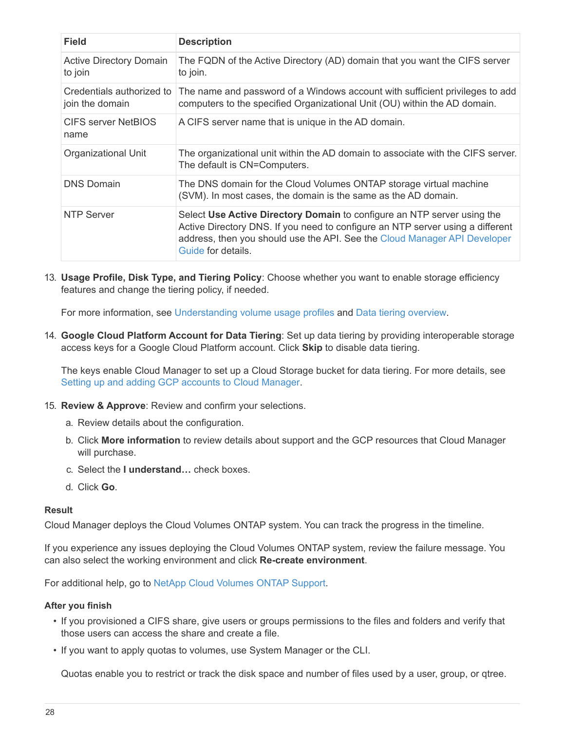| Field | Description |
| --- | --- |
| Active Directory Domain to join | The FQDN of the Active Directory (AD) domain that you want the CIFS server to join. |
| Credentials authorized to join the domain | The name and password of a Windows account with sufficient privileges to add computers to the specified Organizational Unit (OU) within the AD domain. |
| CIFS server NetBIOS name | A CIFS server name that is unique in the AD domain. |
| Organizational Unit | The organizational unit within the AD domain to associate with the CIFS server. The default is CN=Computers. |
| DNS Domain | The DNS domain for the Cloud Volumes ONTAP storage virtual machine (SVM). In most cases, the domain is the same as the AD domain. |
| NTP Server | Select **Use Active Directory Domain** to configure an NTP server using the Active Directory DNS. If you need to configure an NTP server using a different address, then you should use the API. See the Cloud Manager API Developer Guide for details. |

13. **Usage Profile, Disk Type, and Tiering Policy**: Choose whether you want to enable storage efficiency features and change the tiering policy, if needed.

    For more information, see Understanding volume usage profiles and Data tiering overview.

14. **Google Cloud Platform Account for Data Tiering**: Set up data tiering by providing interoperable storage access keys for a Google Cloud Platform account. Click **Skip** to disable data tiering.

    The keys enable Cloud Manager to set up a Cloud Storage bucket for data tiering. For more details, see Setting up and adding GCP accounts to Cloud Manager.

15. **Review & Approve**: Review and confirm your selections.

    a. Review details about the configuration.

    b. Click **More information** to review details about support and the GCP resources that Cloud Manager will purchase.

    c. Select the **I understand…** check boxes.

    d. Click **Go**.

#### Result

Cloud Manager deploys the Cloud Volumes ONTAP system. You can track the progress in the timeline.

If you experience any issues deploying the Cloud Volumes ONTAP system, review the failure message. You can also select the working environment and click **Re-create environment**.

For additional help, go to NetApp Cloud Volumes ONTAP Support.

#### After you finish

- If you provisioned a CIFS share, give users or groups permissions to the files and folders and verify that those users can access the share and create a file.
- If you want to apply quotas to volumes, use System Manager or the CLI.

  Quotas enable you to restrict or track the disk space and number of files used by a user, group, or qtree.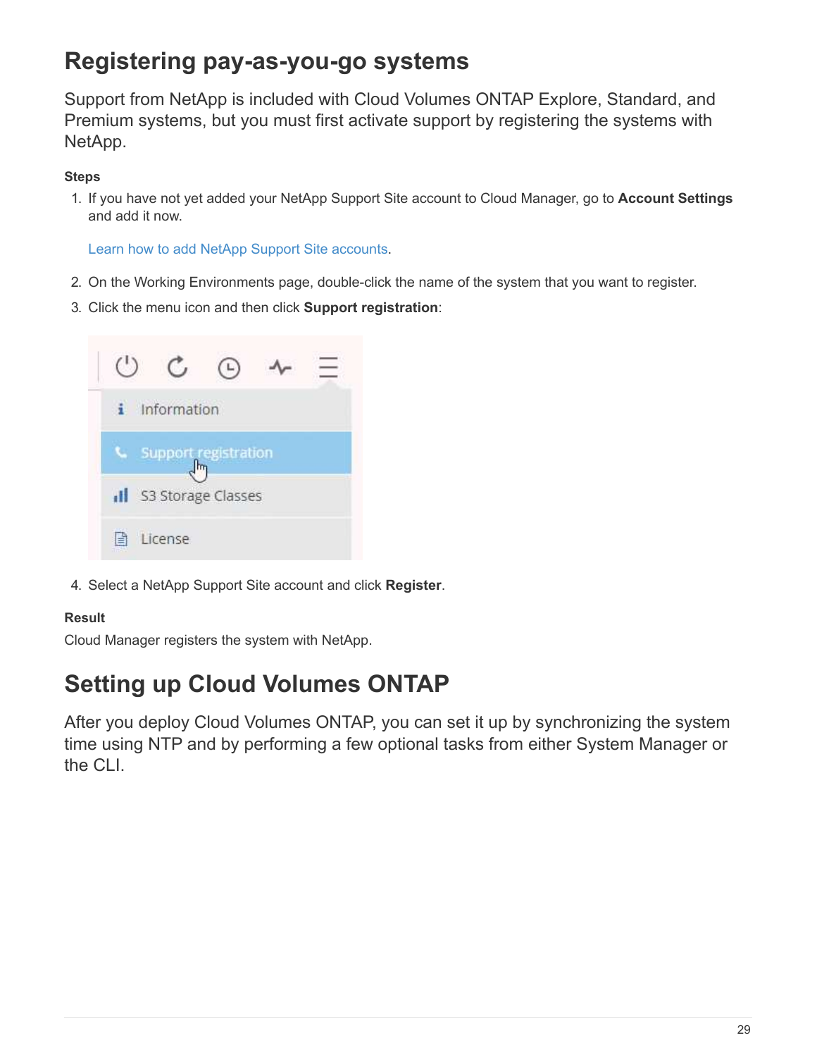## Registering pay-as-you-go systems

Support from NetApp is included with Cloud Volumes ONTAP Explore, Standard, and Premium systems, but you must first activate support by registering the systems with NetApp.

**Steps**

1. If you have not yet added your NetApp Support Site account to Cloud Manager, go to **Account Settings** and add it now.

   Learn how to add NetApp Support Site accounts.

2. On the Working Environments page, double-click the name of the system that you want to register.
3. Click the menu icon and then click **Support registration**:
4. Select a NetApp Support Site account and click **Register**.

**Result**

Cloud Manager registers the system with NetApp.

# Setting up Cloud Volumes ONTAP

After you deploy Cloud Volumes ONTAP, you can set it up by synchronizing the system time using NTP and by performing a few optional tasks from either System Manager or the CLI.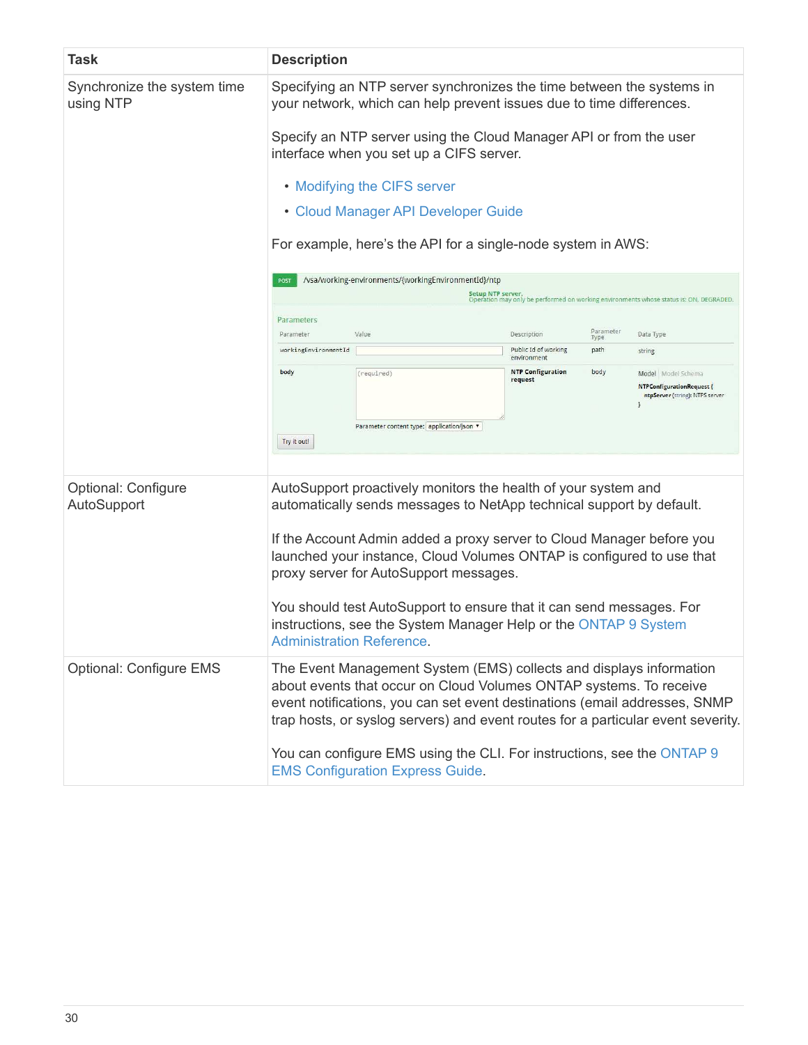| Task | Description |
| --- | --- |
| Synchronize the system time using NTP | Specifying an NTP server synchronizes the time between the systems in your network, which can help prevent issues due to time differences.<br><br>Specify an NTP server using the Cloud Manager API or from the user interface when you set up a CIFS server.<br><br>• Modifying the CIFS server<br>• Cloud Manager API Developer Guide<br><br>For example, here's the API for a single-node system in AWS:<br><br>POST /vsa/working-environments/{workingEnvironmentId}/ntp<br>Setup NTP server.<br>Operation may only be performed on working environments whose status is: ON, DEGRADED.<br>Parameters<br>Parameter / Value / Description / Parameter Type / Data Type<br>workingEnvironmentId / / Public Id of working environment / path / string<br>body / (required) / NTP Configuration request / body / Model Model Schema NTPConfigurationRequest { ntpServer (string): NTPS server }<br>Parameter content type: application/json<br>Try it out! |
| Optional: Configure AutoSupport | AutoSupport proactively monitors the health of your system and automatically sends messages to NetApp technical support by default.<br><br>If the Account Admin added a proxy server to Cloud Manager before you launched your instance, Cloud Volumes ONTAP is configured to use that proxy server for AutoSupport messages.<br><br>You should test AutoSupport to ensure that it can send messages. For instructions, see the System Manager Help or the ONTAP 9 System Administration Reference. |
| Optional: Configure EMS | The Event Management System (EMS) collects and displays information about events that occur on Cloud Volumes ONTAP systems. To receive event notifications, you can set event destinations (email addresses, SNMP trap hosts, or syslog servers) and event routes for a particular event severity.<br><br>You can configure EMS using the CLI. For instructions, see the ONTAP 9 EMS Configuration Express Guide. |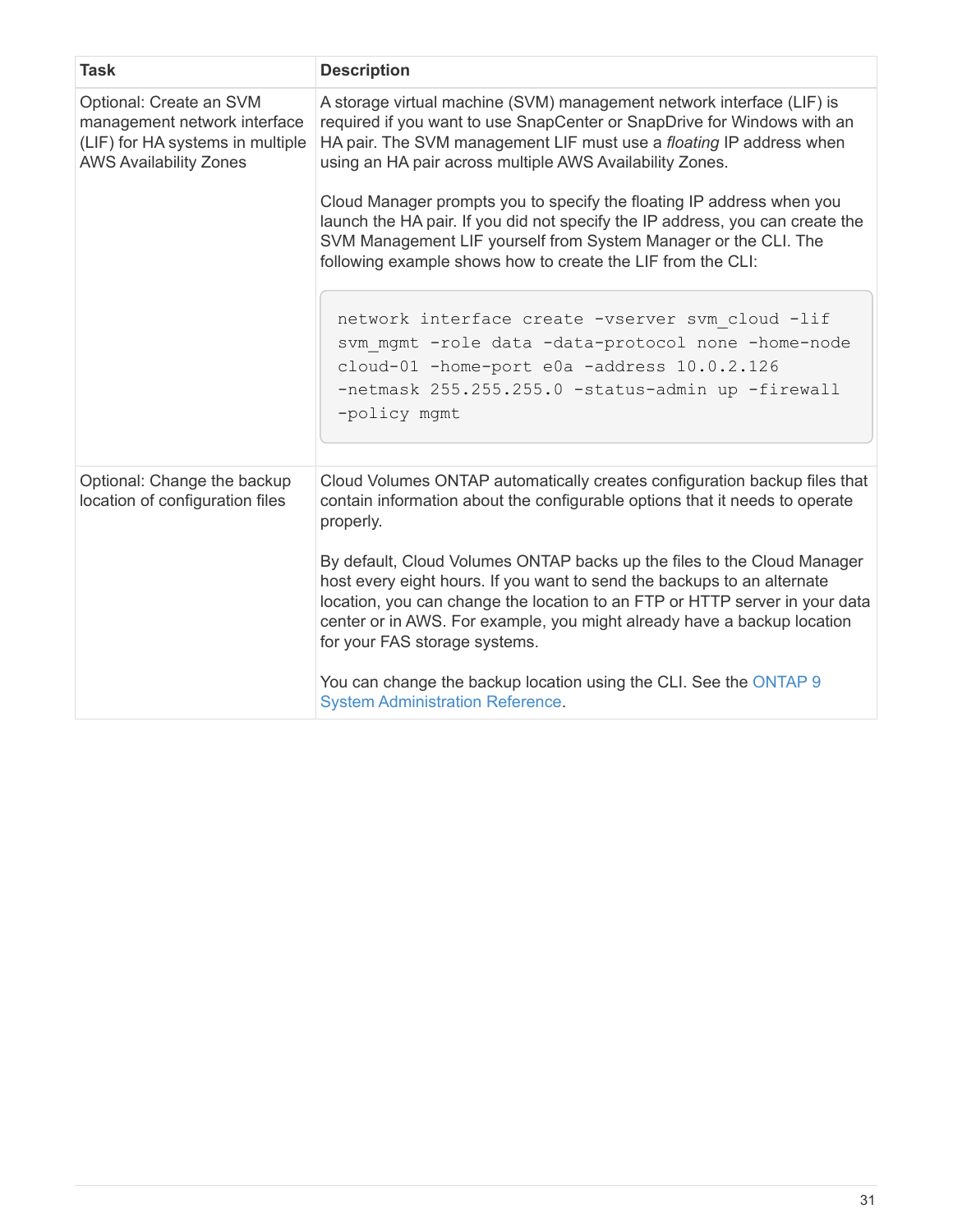| Task | Description |
| --- | --- |
| Optional: Create an SVM management network interface (LIF) for HA systems in multiple AWS Availability Zones | A storage virtual machine (SVM) management network interface (LIF) is required if you want to use SnapCenter or SnapDrive for Windows with an HA pair. The SVM management LIF must use a *floating* IP address when using an HA pair across multiple AWS Availability Zones.<br><br>Cloud Manager prompts you to specify the floating IP address when you launch the HA pair. If you did not specify the IP address, you can create the SVM Management LIF yourself from System Manager or the CLI. The following example shows how to create the LIF from the CLI:<br><br>`network interface create -vserver svm_cloud -lif svm_mgmt -role data -data-protocol none -home-node cloud-01 -home-port e0a -address 10.0.2.126 -netmask 255.255.255.0 -status-admin up -firewall -policy mgmt` |
| Optional: Change the backup location of configuration files | Cloud Volumes ONTAP automatically creates configuration backup files that contain information about the configurable options that it needs to operate properly.<br><br>By default, Cloud Volumes ONTAP backs up the files to the Cloud Manager host every eight hours. If you want to send the backups to an alternate location, you can change the location to an FTP or HTTP server in your data center or in AWS. For example, you might already have a backup location for your FAS storage systems.<br><br>You can change the backup location using the CLI. See the ONTAP 9 System Administration Reference. |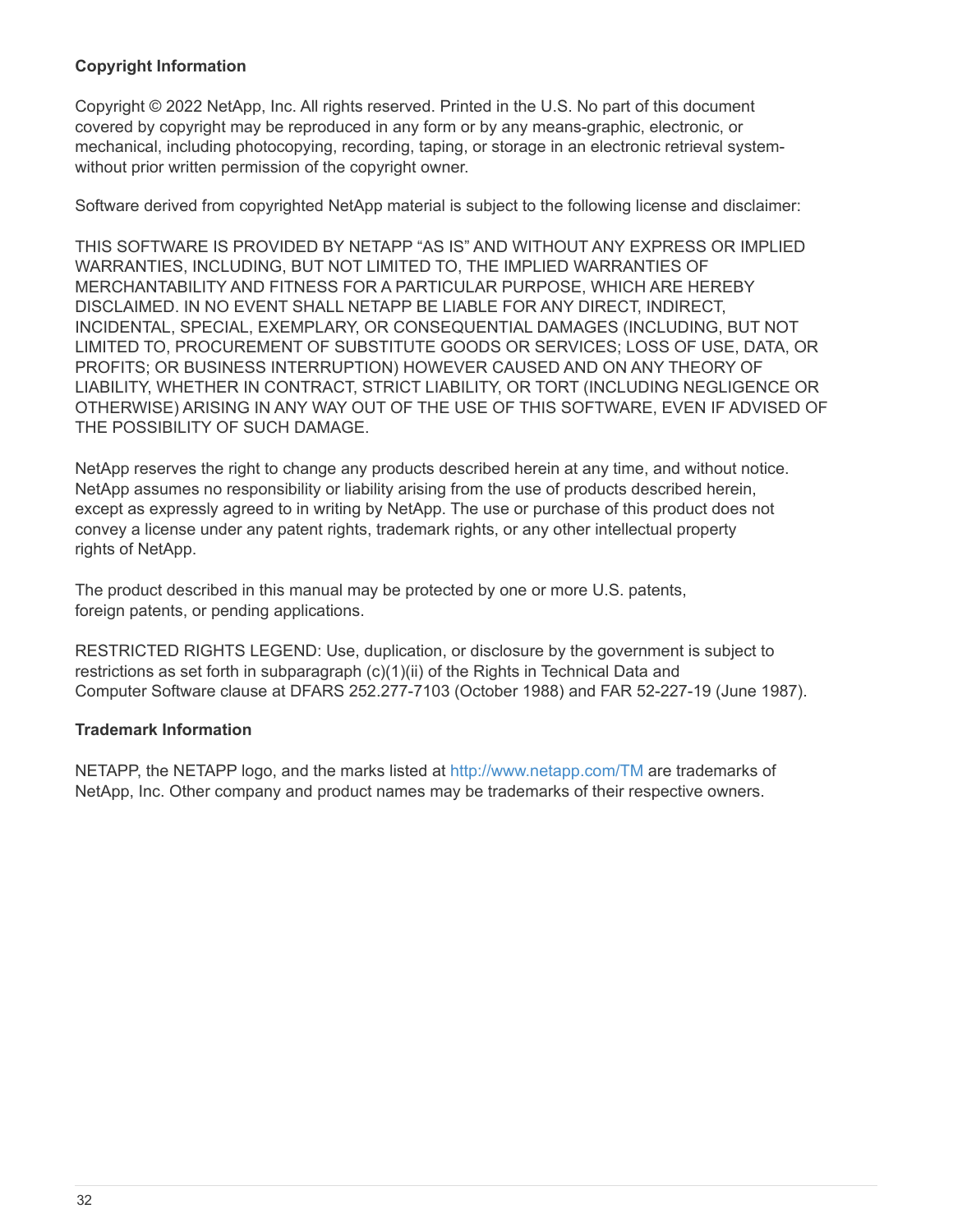**Copyright Information**

Copyright © 2022 NetApp, Inc. All rights reserved. Printed in the U.S. No part of this document covered by copyright may be reproduced in any form or by any means-graphic, electronic, or mechanical, including photocopying, recording, taping, or storage in an electronic retrieval system-without prior written permission of the copyright owner.

Software derived from copyrighted NetApp material is subject to the following license and disclaimer:

THIS SOFTWARE IS PROVIDED BY NETAPP "AS IS" AND WITHOUT ANY EXPRESS OR IMPLIED WARRANTIES, INCLUDING, BUT NOT LIMITED TO, THE IMPLIED WARRANTIES OF MERCHANTABILITY AND FITNESS FOR A PARTICULAR PURPOSE, WHICH ARE HEREBY DISCLAIMED. IN NO EVENT SHALL NETAPP BE LIABLE FOR ANY DIRECT, INDIRECT, INCIDENTAL, SPECIAL, EXEMPLARY, OR CONSEQUENTIAL DAMAGES (INCLUDING, BUT NOT LIMITED TO, PROCUREMENT OF SUBSTITUTE GOODS OR SERVICES; LOSS OF USE, DATA, OR PROFITS; OR BUSINESS INTERRUPTION) HOWEVER CAUSED AND ON ANY THEORY OF LIABILITY, WHETHER IN CONTRACT, STRICT LIABILITY, OR TORT (INCLUDING NEGLIGENCE OR OTHERWISE) ARISING IN ANY WAY OUT OF THE USE OF THIS SOFTWARE, EVEN IF ADVISED OF THE POSSIBILITY OF SUCH DAMAGE.

NetApp reserves the right to change any products described herein at any time, and without notice. NetApp assumes no responsibility or liability arising from the use of products described herein, except as expressly agreed to in writing by NetApp. The use or purchase of this product does not convey a license under any patent rights, trademark rights, or any other intellectual property rights of NetApp.

The product described in this manual may be protected by one or more U.S. patents, foreign patents, or pending applications.

RESTRICTED RIGHTS LEGEND: Use, duplication, or disclosure by the government is subject to restrictions as set forth in subparagraph (c)(1)(ii) of the Rights in Technical Data and Computer Software clause at DFARS 252.277-7103 (October 1988) and FAR 52-227-19 (June 1987).

**Trademark Information**

NETAPP, the NETAPP logo, and the marks listed at http://www.netapp.com/TM are trademarks of NetApp, Inc. Other company and product names may be trademarks of their respective owners.